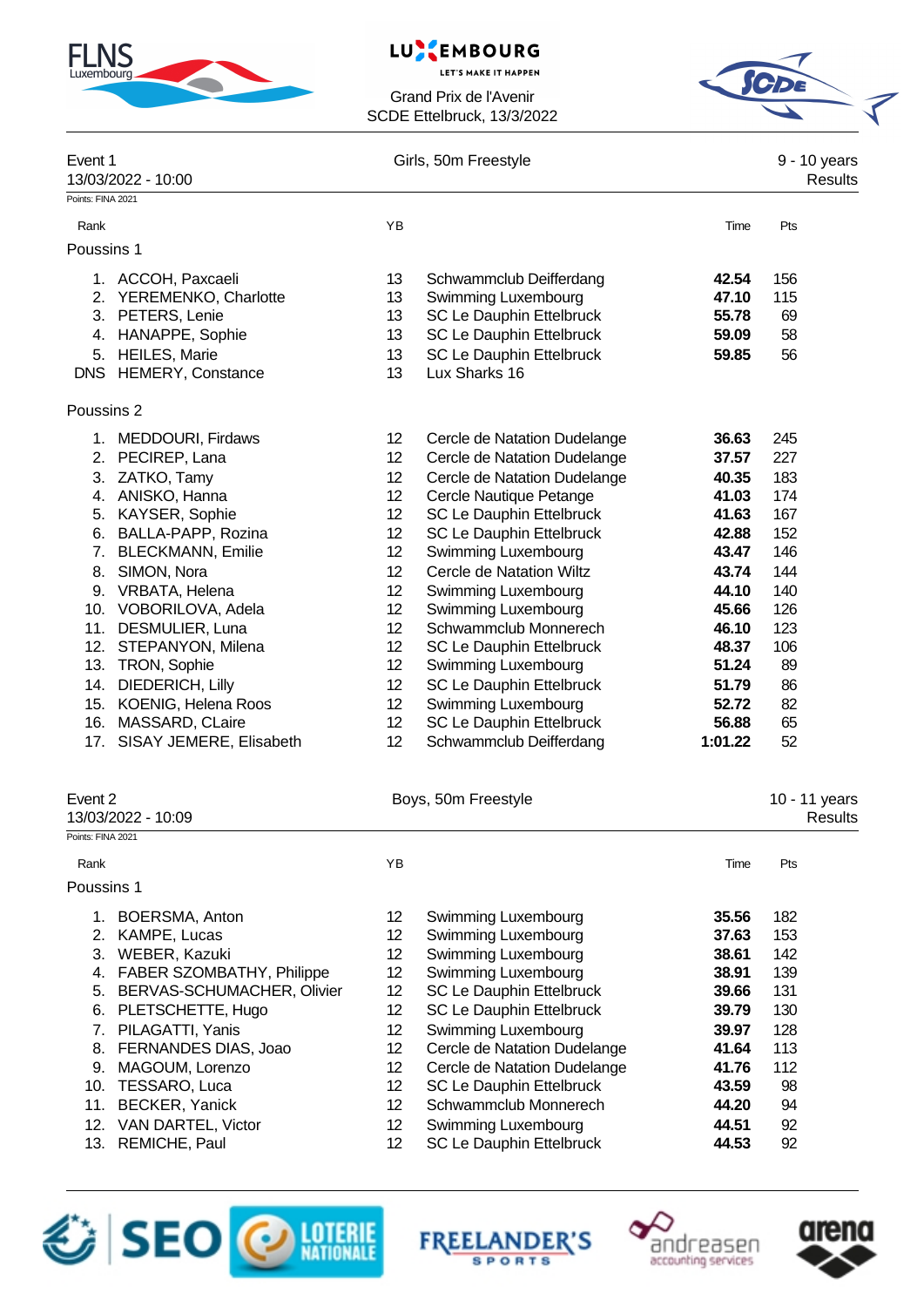Grand Prix de l'Avenir
SCDE Ettelbruck, 13/3/2022

## Event 1 — Girls, 50m Freestyle — 9 - 10 years

13/03/2022 - 10:00 — Results

Points: FINA 2021

### Poussins 1

| Rank | Name | YB | Club | Time | Pts |
|---|---|---|---|---|---|
| 1. | ACCOH, Paxcaeli | 13 | Schwammclub Deifferdang | **42.54** | 156 |
| 2. | YEREMENKO, Charlotte | 13 | Swimming Luxembourg | **47.10** | 115 |
| 3. | PETERS, Lenie | 13 | SC Le Dauphin Ettelbruck | **55.78** | 69 |
| 4. | HANAPPE, Sophie | 13 | SC Le Dauphin Ettelbruck | **59.09** | 58 |
| 5. | HEILES, Marie | 13 | SC Le Dauphin Ettelbruck | **59.85** | 56 |
| DNS | HEMERY, Constance | 13 | Lux Sharks 16 | | |

### Poussins 2

| Rank | Name | YB | Club | Time | Pts |
|---|---|---|---|---|---|
| 1. | MEDDOURI, Firdaws | 12 | Cercle de Natation Dudelange | **36.63** | 245 |
| 2. | PECIREP, Lana | 12 | Cercle de Natation Dudelange | **37.57** | 227 |
| 3. | ZATKO, Tamy | 12 | Cercle de Natation Dudelange | **40.35** | 183 |
| 4. | ANISKO, Hanna | 12 | Cercle Nautique Petange | **41.03** | 174 |
| 5. | KAYSER, Sophie | 12 | SC Le Dauphin Ettelbruck | **41.63** | 167 |
| 6. | BALLA-PAPP, Rozina | 12 | SC Le Dauphin Ettelbruck | **42.88** | 152 |
| 7. | BLECKMANN, Emilie | 12 | Swimming Luxembourg | **43.47** | 146 |
| 8. | SIMON, Nora | 12 | Cercle de Natation Wiltz | **43.74** | 144 |
| 9. | VRBATA, Helena | 12 | Swimming Luxembourg | **44.10** | 140 |
| 10. | VOBORILOVA, Adela | 12 | Swimming Luxembourg | **45.66** | 126 |
| 11. | DESMULIER, Luna | 12 | Schwammclub Monnerech | **46.10** | 123 |
| 12. | STEPANYON, Milena | 12 | SC Le Dauphin Ettelbruck | **48.37** | 106 |
| 13. | TRON, Sophie | 12 | Swimming Luxembourg | **51.24** | 89 |
| 14. | DIEDERICH, Lilly | 12 | SC Le Dauphin Ettelbruck | **51.79** | 86 |
| 15. | KOENIG, Helena Roos | 12 | Swimming Luxembourg | **52.72** | 82 |
| 16. | MASSARD, CLaire | 12 | SC Le Dauphin Ettelbruck | **56.88** | 65 |
| 17. | SISAY JEMERE, Elisabeth | 12 | Schwammclub Deifferdang | **1:01.22** | 52 |

## Event 2 — Boys, 50m Freestyle — 10 - 11 years

13/03/2022 - 10:09 — Results

Points: FINA 2021

### Poussins 1

| Rank | Name | YB | Club | Time | Pts |
|---|---|---|---|---|---|
| 1. | BOERSMA, Anton | 12 | Swimming Luxembourg | **35.56** | 182 |
| 2. | KAMPE, Lucas | 12 | Swimming Luxembourg | **37.63** | 153 |
| 3. | WEBER, Kazuki | 12 | Swimming Luxembourg | **38.61** | 142 |
| 4. | FABER SZOMBATHY, Philippe | 12 | Swimming Luxembourg | **38.91** | 139 |
| 5. | BERVAS-SCHUMACHER, Olivier | 12 | SC Le Dauphin Ettelbruck | **39.66** | 131 |
| 6. | PLETSCHETTE, Hugo | 12 | SC Le Dauphin Ettelbruck | **39.79** | 130 |
| 7. | PILAGATTI, Yanis | 12 | Swimming Luxembourg | **39.97** | 128 |
| 8. | FERNANDES DIAS, Joao | 12 | Cercle de Natation Dudelange | **41.64** | 113 |
| 9. | MAGOUM, Lorenzo | 12 | Cercle de Natation Dudelange | **41.76** | 112 |
| 10. | TESSARO, Luca | 12 | SC Le Dauphin Ettelbruck | **43.59** | 98 |
| 11. | BECKER, Yanick | 12 | Schwammclub Monnerech | **44.20** | 94 |
| 12. | VAN DARTEL, Victor | 12 | Swimming Luxembourg | **44.51** | 92 |
| 13. | REMICHE, Paul | 12 | SC Le Dauphin Ettelbruck | **44.53** | 92 |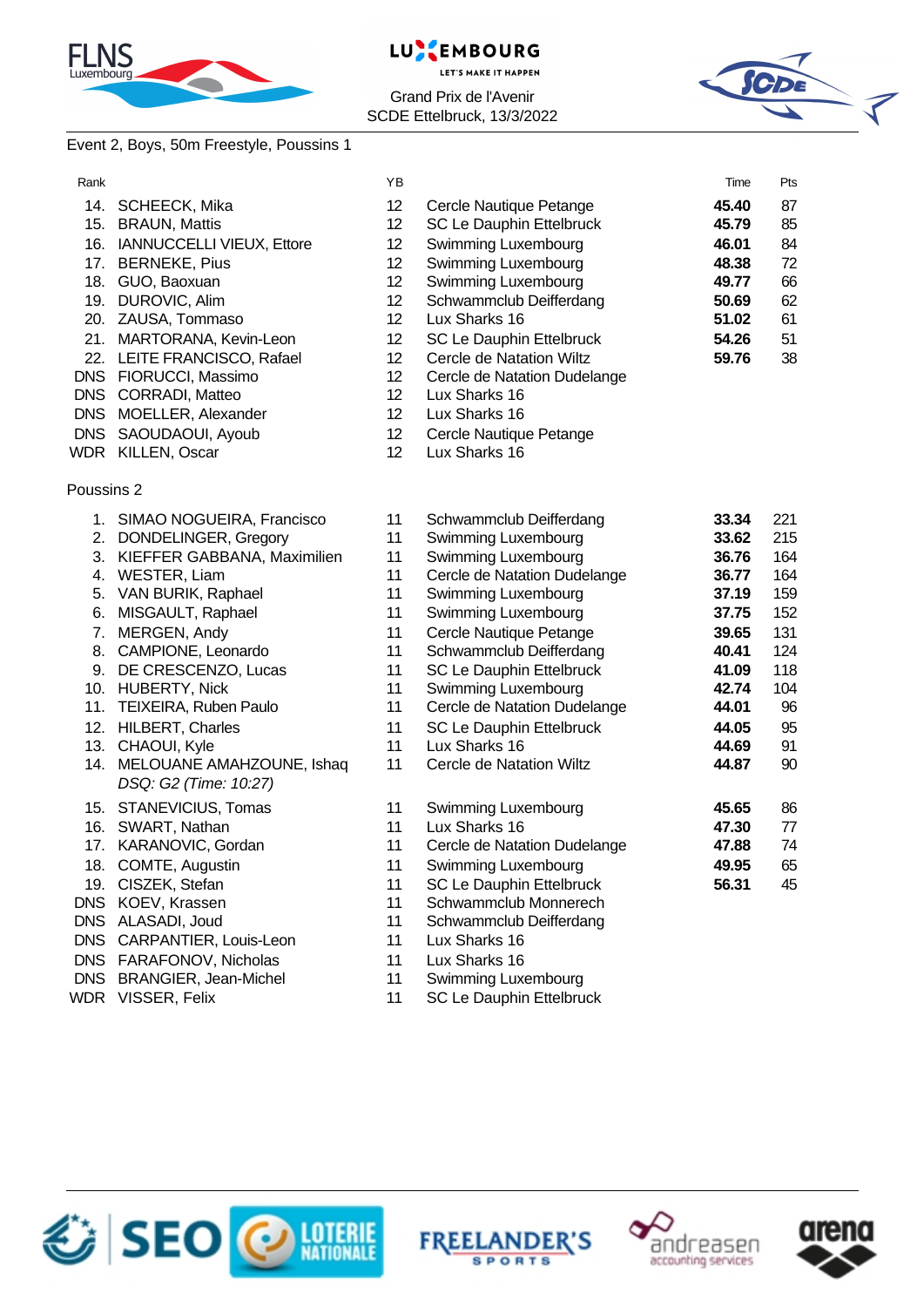Grand Prix de l'Avenir
SCDE Ettelbruck, 13/3/2022

Event 2, Boys, 50m Freestyle, Poussins 1

| Rank | | YB | | Time | Pts |
|---|---|---|---|---|---|
| 14. | SCHEECK, Mika | 12 | Cercle Nautique Petange | **45.40** | 87 |
| 15. | BRAUN, Mattis | 12 | SC Le Dauphin Ettelbruck | **45.79** | 85 |
| 16. | IANNUCCELLI VIEUX, Ettore | 12 | Swimming Luxembourg | **46.01** | 84 |
| 17. | BERNEKE, Pius | 12 | Swimming Luxembourg | **48.38** | 72 |
| 18. | GUO, Baoxuan | 12 | Swimming Luxembourg | **49.77** | 66 |
| 19. | DUROVIC, Alim | 12 | Schwammclub Deifferdang | **50.69** | 62 |
| 20. | ZAUSA, Tommaso | 12 | Lux Sharks 16 | **51.02** | 61 |
| 21. | MARTORANA, Kevin-Leon | 12 | SC Le Dauphin Ettelbruck | **54.26** | 51 |
| 22. | LEITE FRANCISCO, Rafael | 12 | Cercle de Natation Wiltz | **59.76** | 38 |
| DNS | FIORUCCI, Massimo | 12 | Cercle de Natation Dudelange | | |
| DNS | CORRADI, Matteo | 12 | Lux Sharks 16 | | |
| DNS | MOELLER, Alexander | 12 | Lux Sharks 16 | | |
| DNS | SAOUDAOUI, Ayoub | 12 | Cercle Nautique Petange | | |
| WDR | KILLEN, Oscar | 12 | Lux Sharks 16 | | |

Poussins 2

| Rank | | YB | | Time | Pts |
|---|---|---|---|---|---|
| 1. | SIMAO NOGUEIRA, Francisco | 11 | Schwammclub Deifferdang | **33.34** | 221 |
| 2. | DONDELINGER, Gregory | 11 | Swimming Luxembourg | **33.62** | 215 |
| 3. | KIEFFER GABBANA, Maximilien | 11 | Swimming Luxembourg | **36.76** | 164 |
| 4. | WESTER, Liam | 11 | Cercle de Natation Dudelange | **36.77** | 164 |
| 5. | VAN BURIK, Raphael | 11 | Swimming Luxembourg | **37.19** | 159 |
| 6. | MISGAULT, Raphael | 11 | Swimming Luxembourg | **37.75** | 152 |
| 7. | MERGEN, Andy | 11 | Cercle Nautique Petange | **39.65** | 131 |
| 8. | CAMPIONE, Leonardo | 11 | Schwammclub Deifferdang | **40.41** | 124 |
| 9. | DE CRESCENZO, Lucas | 11 | SC Le Dauphin Ettelbruck | **41.09** | 118 |
| 10. | HUBERTY, Nick | 11 | Swimming Luxembourg | **42.74** | 104 |
| 11. | TEIXEIRA, Ruben Paulo | 11 | Cercle de Natation Dudelange | **44.01** | 96 |
| 12. | HILBERT, Charles | 11 | SC Le Dauphin Ettelbruck | **44.05** | 95 |
| 13. | CHAOUI, Kyle | 11 | Lux Sharks 16 | **44.69** | 91 |
| 14. | MELOUANE AMAHZOUNE, Ishaq *DSQ: G2 (Time: 10:27)* | 11 | Cercle de Natation Wiltz | **44.87** | 90 |
| 15. | STANEVICIUS, Tomas | 11 | Swimming Luxembourg | **45.65** | 86 |
| 16. | SWART, Nathan | 11 | Lux Sharks 16 | **47.30** | 77 |
| 17. | KARANOVIC, Gordan | 11 | Cercle de Natation Dudelange | **47.88** | 74 |
| 18. | COMTE, Augustin | 11 | Swimming Luxembourg | **49.95** | 65 |
| 19. | CISZEK, Stefan | 11 | SC Le Dauphin Ettelbruck | **56.31** | 45 |
| DNS | KOEV, Krassen | 11 | Schwammclub Monnerech | | |
| DNS | ALASADI, Joud | 11 | Schwammclub Deifferdang | | |
| DNS | CARPANTIER, Louis-Leon | 11 | Lux Sharks 16 | | |
| DNS | FARAFONOV, Nicholas | 11 | Lux Sharks 16 | | |
| DNS | BRANGIER, Jean-Michel | 11 | Swimming Luxembourg | | |
| WDR | VISSER, Felix | 11 | SC Le Dauphin Ettelbruck | | |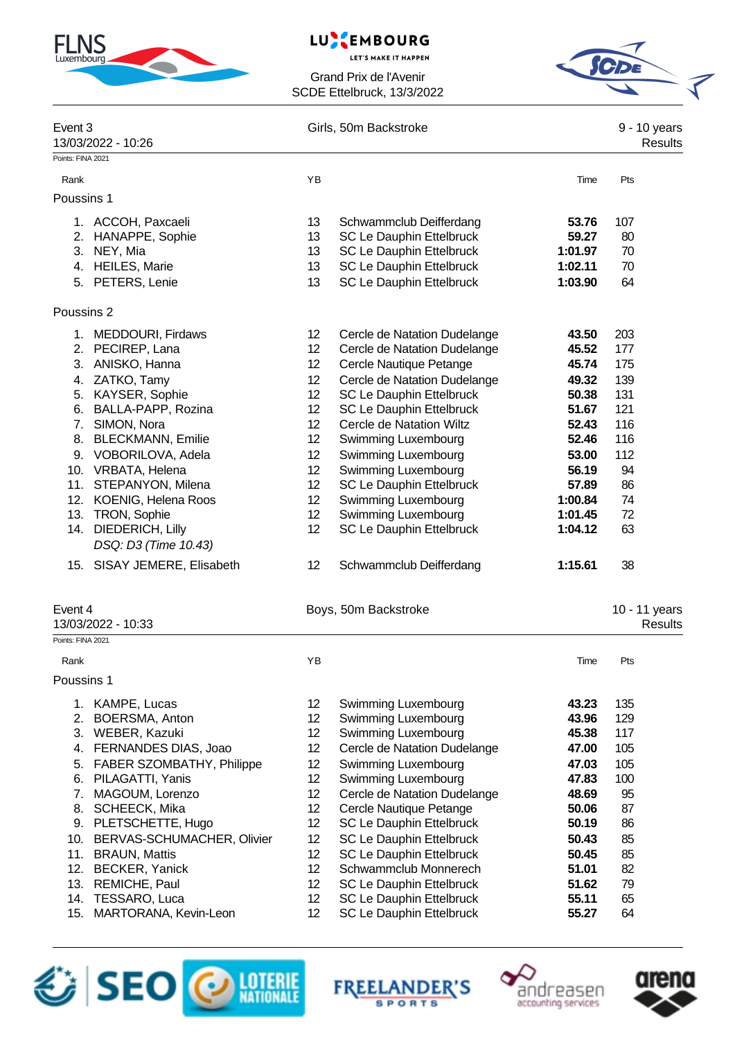Grand Prix de l'Avenir
SCDE Ettelbruck, 13/3/2022

## Event 3 — Girls, 50m Backstroke — 9 - 10 years

13/03/2022 - 10:26 — Results

Points: FINA 2021

### Poussins 1

| Rank | Name | YB | Club | Time | Pts |
|---|---|---|---|---|---|
| 1. | ACCOH, Paxcaeli | 13 | Schwammclub Deifferdang | **53.76** | 107 |
| 2. | HANAPPE, Sophie | 13 | SC Le Dauphin Ettelbruck | **59.27** | 80 |
| 3. | NEY, Mia | 13 | SC Le Dauphin Ettelbruck | **1:01.97** | 70 |
| 4. | HEILES, Marie | 13 | SC Le Dauphin Ettelbruck | **1:02.11** | 70 |
| 5. | PETERS, Lenie | 13 | SC Le Dauphin Ettelbruck | **1:03.90** | 64 |

### Poussins 2

| Rank | Name | YB | Club | Time | Pts |
|---|---|---|---|---|---|
| 1. | MEDDOURI, Firdaws | 12 | Cercle de Natation Dudelange | **43.50** | 203 |
| 2. | PECIREP, Lana | 12 | Cercle de Natation Dudelange | **45.52** | 177 |
| 3. | ANISKO, Hanna | 12 | Cercle Nautique Petange | **45.74** | 175 |
| 4. | ZATKO, Tamy | 12 | Cercle de Natation Dudelange | **49.32** | 139 |
| 5. | KAYSER, Sophie | 12 | SC Le Dauphin Ettelbruck | **50.38** | 131 |
| 6. | BALLA-PAPP, Rozina | 12 | SC Le Dauphin Ettelbruck | **51.67** | 121 |
| 7. | SIMON, Nora | 12 | Cercle de Natation Wiltz | **52.43** | 116 |
| 8. | BLECKMANN, Emilie | 12 | Swimming Luxembourg | **52.46** | 116 |
| 9. | VOBORILOVA, Adela | 12 | Swimming Luxembourg | **53.00** | 112 |
| 10. | VRBATA, Helena | 12 | Swimming Luxembourg | **56.19** | 94 |
| 11. | STEPANYON, Milena | 12 | SC Le Dauphin Ettelbruck | **57.89** | 86 |
| 12. | KOENIG, Helena Roos | 12 | Swimming Luxembourg | **1:00.84** | 74 |
| 13. | TRON, Sophie | 12 | Swimming Luxembourg | **1:01.45** | 72 |
| 14. | DIEDERICH, Lilly<br>*DSQ: D3 (Time 10.43)* | 12 | SC Le Dauphin Ettelbruck | **1:04.12** | 63 |
| 15. | SISAY JEMERE, Elisabeth | 12 | Schwammclub Deifferdang | **1:15.61** | 38 |

## Event 4 — Boys, 50m Backstroke — 10 - 11 years

13/03/2022 - 10:33 — Results

Points: FINA 2021

### Poussins 1

| Rank | Name | YB | Club | Time | Pts |
|---|---|---|---|---|---|
| 1. | KAMPE, Lucas | 12 | Swimming Luxembourg | **43.23** | 135 |
| 2. | BOERSMA, Anton | 12 | Swimming Luxembourg | **43.96** | 129 |
| 3. | WEBER, Kazuki | 12 | Swimming Luxembourg | **45.38** | 117 |
| 4. | FERNANDES DIAS, Joao | 12 | Cercle de Natation Dudelange | **47.00** | 105 |
| 5. | FABER SZOMBATHY, Philippe | 12 | Swimming Luxembourg | **47.03** | 105 |
| 6. | PILAGATTI, Yanis | 12 | Swimming Luxembourg | **47.83** | 100 |
| 7. | MAGOUM, Lorenzo | 12 | Cercle de Natation Dudelange | **48.69** | 95 |
| 8. | SCHEECK, Mika | 12 | Cercle Nautique Petange | **50.06** | 87 |
| 9. | PLETSCHETTE, Hugo | 12 | SC Le Dauphin Ettelbruck | **50.19** | 86 |
| 10. | BERVAS-SCHUMACHER, Olivier | 12 | SC Le Dauphin Ettelbruck | **50.43** | 85 |
| 11. | BRAUN, Mattis | 12 | SC Le Dauphin Ettelbruck | **50.45** | 85 |
| 12. | BECKER, Yanick | 12 | Schwammclub Monnerech | **51.01** | 82 |
| 13. | REMICHE, Paul | 12 | SC Le Dauphin Ettelbruck | **51.62** | 79 |
| 14. | TESSARO, Luca | 12 | SC Le Dauphin Ettelbruck | **55.11** | 65 |
| 15. | MARTORANA, Kevin-Leon | 12 | SC Le Dauphin Ettelbruck | **55.27** | 64 |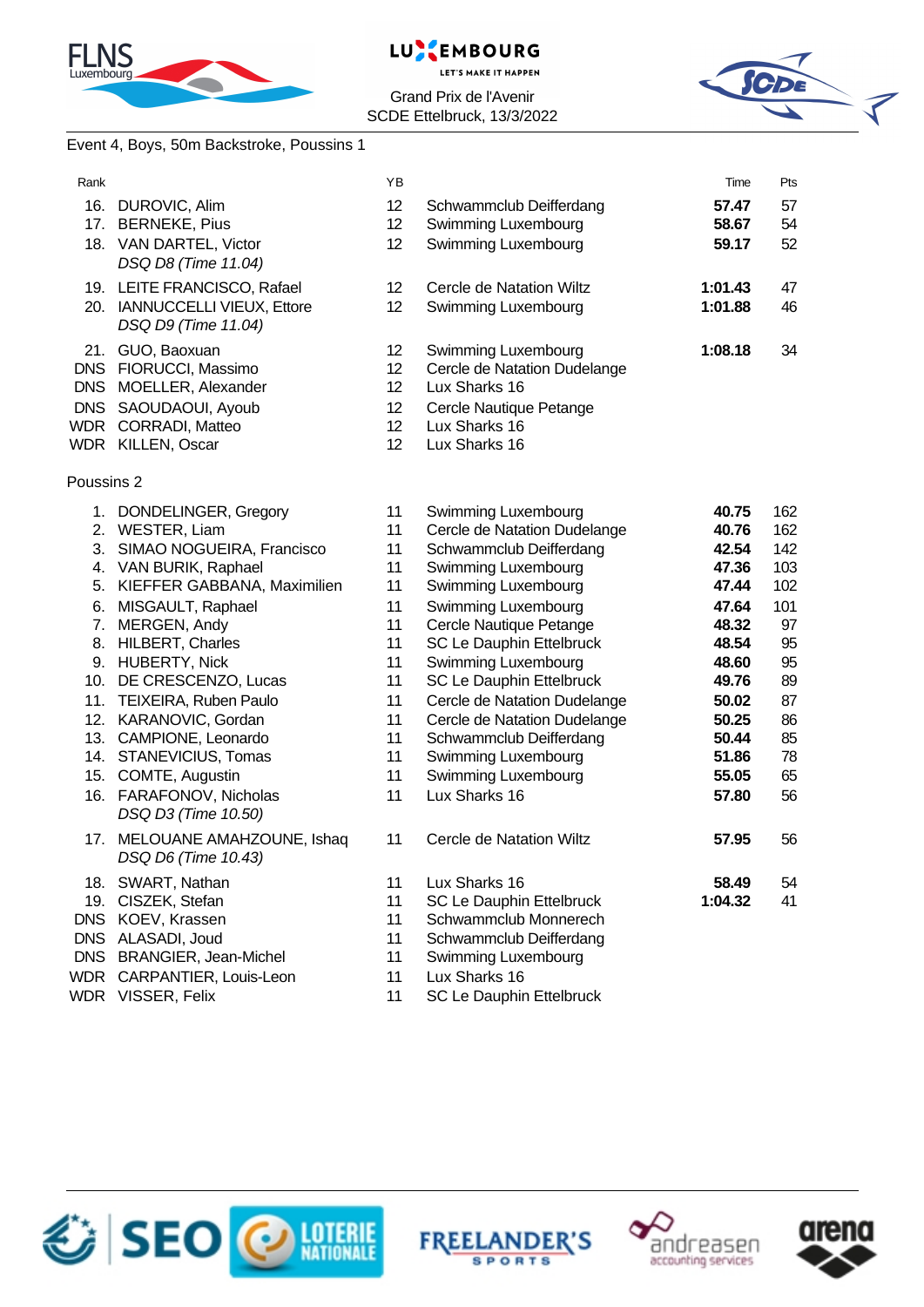Grand Prix de l'Avenir
SCDE Ettelbruck, 13/3/2022

Event 4, Boys, 50m Backstroke, Poussins 1

| Rank | | YB | | Time | Pts |
|---|---|---|---|---|---|
| 16. | DUROVIC, Alim | 12 | Schwammclub Deifferdang | **57.47** | 57 |
| 17. | BERNEKE, Pius | 12 | Swimming Luxembourg | **58.67** | 54 |
| 18. | VAN DARTEL, Victor | 12 | Swimming Luxembourg | **59.17** | 52 |
| | *DSQ D8 (Time 11.04)* | | | | |
| 19. | LEITE FRANCISCO, Rafael | 12 | Cercle de Natation Wiltz | **1:01.43** | 47 |
| 20. | IANNUCCELLI VIEUX, Ettore | 12 | Swimming Luxembourg | **1:01.88** | 46 |
| | *DSQ D9 (Time 11.04)* | | | | |
| 21. | GUO, Baoxuan | 12 | Swimming Luxembourg | **1:08.18** | 34 |
| DNS | FIORUCCI, Massimo | 12 | Cercle de Natation Dudelange | | |
| DNS | MOELLER, Alexander | 12 | Lux Sharks 16 | | |
| DNS | SAOUDAOUI, Ayoub | 12 | Cercle Nautique Petange | | |
| WDR | CORRADI, Matteo | 12 | Lux Sharks 16 | | |
| WDR | KILLEN, Oscar | 12 | Lux Sharks 16 | | |

Poussins 2

| Rank | | YB | | Time | Pts |
|---|---|---|---|---|---|
| 1. | DONDELINGER, Gregory | 11 | Swimming Luxembourg | **40.75** | 162 |
| 2. | WESTER, Liam | 11 | Cercle de Natation Dudelange | **40.76** | 162 |
| 3. | SIMAO NOGUEIRA, Francisco | 11 | Schwammclub Deifferdang | **42.54** | 142 |
| 4. | VAN BURIK, Raphael | 11 | Swimming Luxembourg | **47.36** | 103 |
| 5. | KIEFFER GABBANA, Maximilien | 11 | Swimming Luxembourg | **47.44** | 102 |
| 6. | MISGAULT, Raphael | 11 | Swimming Luxembourg | **47.64** | 101 |
| 7. | MERGEN, Andy | 11 | Cercle Nautique Petange | **48.32** | 97 |
| 8. | HILBERT, Charles | 11 | SC Le Dauphin Ettelbruck | **48.54** | 95 |
| 9. | HUBERTY, Nick | 11 | Swimming Luxembourg | **48.60** | 95 |
| 10. | DE CRESCENZO, Lucas | 11 | SC Le Dauphin Ettelbruck | **49.76** | 89 |
| 11. | TEIXEIRA, Ruben Paulo | 11 | Cercle de Natation Dudelange | **50.02** | 87 |
| 12. | KARANOVIC, Gordan | 11 | Cercle de Natation Dudelange | **50.25** | 86 |
| 13. | CAMPIONE, Leonardo | 11 | Schwammclub Deifferdang | **50.44** | 85 |
| 14. | STANEVICIUS, Tomas | 11 | Swimming Luxembourg | **51.86** | 78 |
| 15. | COMTE, Augustin | 11 | Swimming Luxembourg | **55.05** | 65 |
| 16. | FARAFONOV, Nicholas | 11 | Lux Sharks 16 | **57.80** | 56 |
| | *DSQ D3 (Time 10.50)* | | | | |
| 17. | MELOUANE AMAHZOUNE, Ishaq | 11 | Cercle de Natation Wiltz | **57.95** | 56 |
| | *DSQ D6 (Time 10.43)* | | | | |
| 18. | SWART, Nathan | 11 | Lux Sharks 16 | **58.49** | 54 |
| 19. | CISZEK, Stefan | 11 | SC Le Dauphin Ettelbruck | **1:04.32** | 41 |
| DNS | KOEV, Krassen | 11 | Schwammclub Monnerech | | |
| DNS | ALASADI, Joud | 11 | Schwammclub Deifferdang | | |
| DNS | BRANGIER, Jean-Michel | 11 | Swimming Luxembourg | | |
| WDR | CARPANTIER, Louis-Leon | 11 | Lux Sharks 16 | | |
| WDR | VISSER, Felix | 11 | SC Le Dauphin Ettelbruck | | |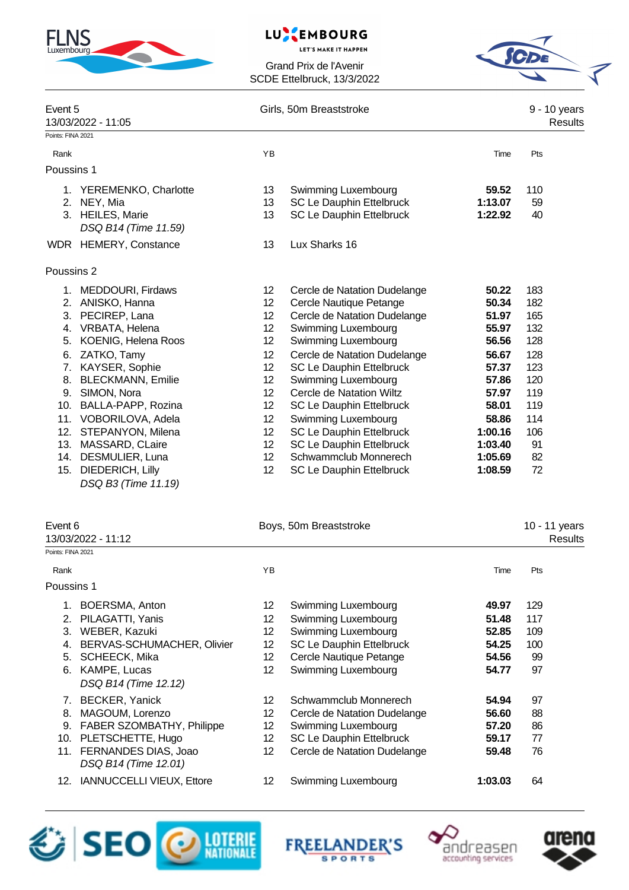Grand Prix de l'Avenir
SCDE Ettelbruck, 13/3/2022

## Event 5 — Girls, 50m Breaststroke — 9 - 10 years

13/03/2022 - 11:05 — Results

Points: FINA 2021

| Rank | Name | YB | Club | Time | Pts |
|---|---|---|---|---|---|
| **Poussins 1** | | | | | |
| 1. | YEREMENKO, Charlotte | 13 | Swimming Luxembourg | **59.52** | 110 |
| 2. | NEY, Mia | 13 | SC Le Dauphin Ettelbruck | **1:13.07** | 59 |
| 3. | HEILES, Marie | 13 | SC Le Dauphin Ettelbruck | **1:22.92** | 40 |
| | *DSQ B14 (Time 11.59)* | | | | |
| WDR | HEMERY, Constance | 13 | Lux Sharks 16 | | |
| **Poussins 2** | | | | | |
| 1. | MEDDOURI, Firdaws | 12 | Cercle de Natation Dudelange | **50.22** | 183 |
| 2. | ANISKO, Hanna | 12 | Cercle Nautique Petange | **50.34** | 182 |
| 3. | PECIREP, Lana | 12 | Cercle de Natation Dudelange | **51.97** | 165 |
| 4. | VRBATA, Helena | 12 | Swimming Luxembourg | **55.97** | 132 |
| 5. | KOENIG, Helena Roos | 12 | Swimming Luxembourg | **56.56** | 128 |
| 6. | ZATKO, Tamy | 12 | Cercle de Natation Dudelange | **56.67** | 128 |
| 7. | KAYSER, Sophie | 12 | SC Le Dauphin Ettelbruck | **57.37** | 123 |
| 8. | BLECKMANN, Emilie | 12 | Swimming Luxembourg | **57.86** | 120 |
| 9. | SIMON, Nora | 12 | Cercle de Natation Wiltz | **57.97** | 119 |
| 10. | BALLA-PAPP, Rozina | 12 | SC Le Dauphin Ettelbruck | **58.01** | 119 |
| 11. | VOBORILOVA, Adela | 12 | Swimming Luxembourg | **58.86** | 114 |
| 12. | STEPANYON, Milena | 12 | SC Le Dauphin Ettelbruck | **1:00.16** | 106 |
| 13. | MASSARD, CLaire | 12 | SC Le Dauphin Ettelbruck | **1:03.40** | 91 |
| 14. | DESMULIER, Luna | 12 | Schwammclub Monnerech | **1:05.69** | 82 |
| 15. | DIEDERICH, Lilly | 12 | SC Le Dauphin Ettelbruck | **1:08.59** | 72 |
| | *DSQ B3 (Time 11.19)* | | | | |

## Event 6 — Boys, 50m Breaststroke — 10 - 11 years

13/03/2022 - 11:12 — Results

Points: FINA 2021

| Rank | Name | YB | Club | Time | Pts |
|---|---|---|---|---|---|
| **Poussins 1** | | | | | |
| 1. | BOERSMA, Anton | 12 | Swimming Luxembourg | **49.97** | 129 |
| 2. | PILAGATTI, Yanis | 12 | Swimming Luxembourg | **51.48** | 117 |
| 3. | WEBER, Kazuki | 12 | Swimming Luxembourg | **52.85** | 109 |
| 4. | BERVAS-SCHUMACHER, Olivier | 12 | SC Le Dauphin Ettelbruck | **54.25** | 100 |
| 5. | SCHEECK, Mika | 12 | Cercle Nautique Petange | **54.56** | 99 |
| 6. | KAMPE, Lucas | 12 | Swimming Luxembourg | **54.77** | 97 |
| | *DSQ B14 (Time 12.12)* | | | | |
| 7. | BECKER, Yanick | 12 | Schwammclub Monnerech | **54.94** | 97 |
| 8. | MAGOUM, Lorenzo | 12 | Cercle de Natation Dudelange | **56.60** | 88 |
| 9. | FABER SZOMBATHY, Philippe | 12 | Swimming Luxembourg | **57.20** | 86 |
| 10. | PLETSCHETTE, Hugo | 12 | SC Le Dauphin Ettelbruck | **59.17** | 77 |
| 11. | FERNANDES DIAS, Joao | 12 | Cercle de Natation Dudelange | **59.48** | 76 |
| | *DSQ B14 (Time 12.01)* | | | | |
| 12. | IANNUCCELLI VIEUX, Ettore | 12 | Swimming Luxembourg | **1:03.03** | 64 |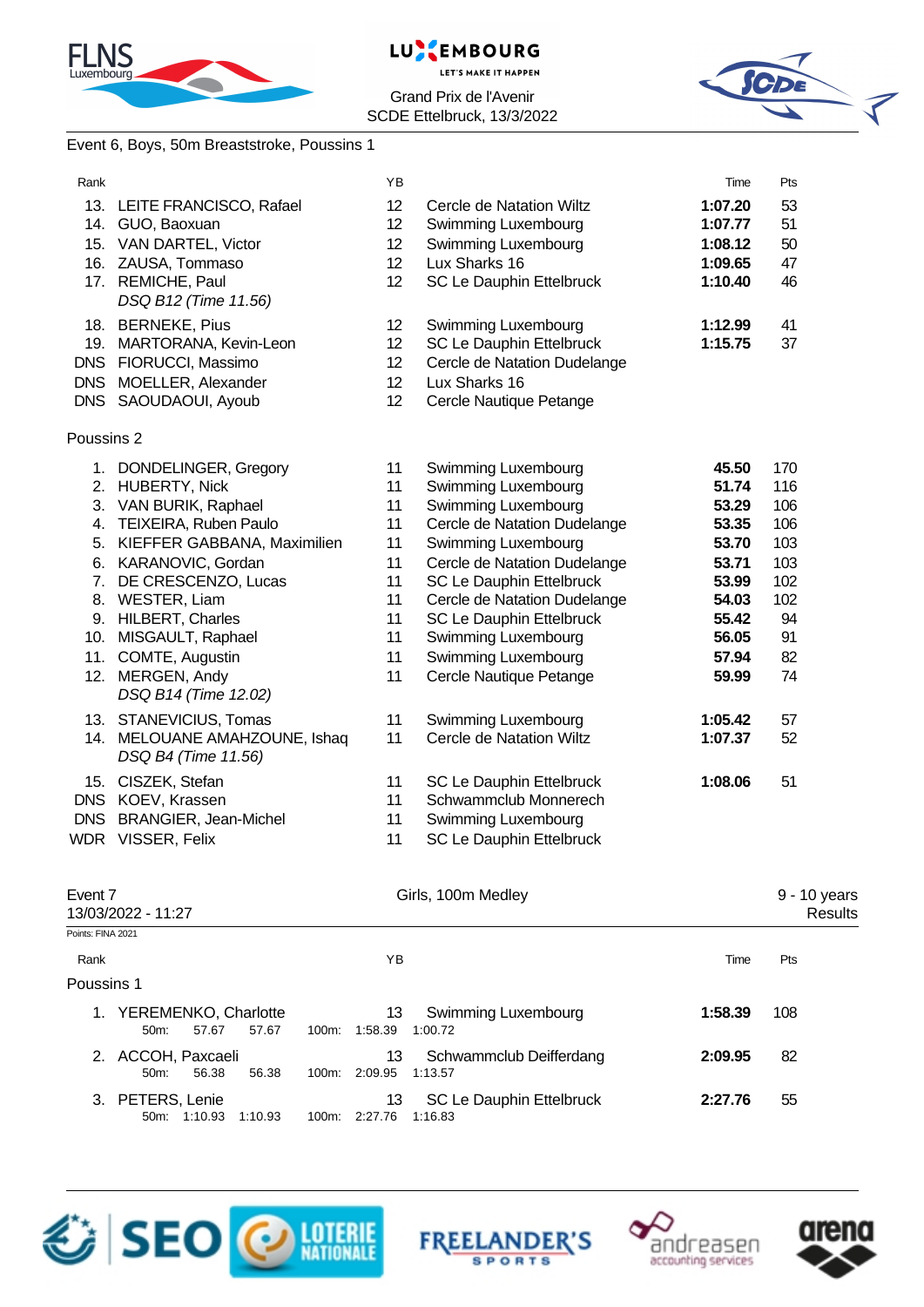Grand Prix de l'Avenir
SCDE Ettelbruck, 13/3/2022

Event 6, Boys, 50m Breaststroke, Poussins 1

| Rank | | YB | | Time | Pts |
|---|---|---|---|---|---|
| 13. | LEITE FRANCISCO, Rafael | 12 | Cercle de Natation Wiltz | **1:07.20** | 53 |
| 14. | GUO, Baoxuan | 12 | Swimming Luxembourg | **1:07.77** | 51 |
| 15. | VAN DARTEL, Victor | 12 | Swimming Luxembourg | **1:08.12** | 50 |
| 16. | ZAUSA, Tommaso | 12 | Lux Sharks 16 | **1:09.65** | 47 |
| 17. | REMICHE, Paul | 12 | SC Le Dauphin Ettelbruck | **1:10.40** | 46 |
| | *DSQ B12 (Time 11.56)* | | | | |
| 18. | BERNEKE, Pius | 12 | Swimming Luxembourg | **1:12.99** | 41 |
| 19. | MARTORANA, Kevin-Leon | 12 | SC Le Dauphin Ettelbruck | **1:15.75** | 37 |
| DNS | FIORUCCI, Massimo | 12 | Cercle de Natation Dudelange | | |
| DNS | MOELLER, Alexander | 12 | Lux Sharks 16 | | |
| DNS | SAOUDAOUI, Ayoub | 12 | Cercle Nautique Petange | | |

Poussins 2

| Rank | | YB | | Time | Pts |
|---|---|---|---|---|---|
| 1. | DONDELINGER, Gregory | 11 | Swimming Luxembourg | **45.50** | 170 |
| 2. | HUBERTY, Nick | 11 | Swimming Luxembourg | **51.74** | 116 |
| 3. | VAN BURIK, Raphael | 11 | Swimming Luxembourg | **53.29** | 106 |
| 4. | TEIXEIRA, Ruben Paulo | 11 | Cercle de Natation Dudelange | **53.35** | 106 |
| 5. | KIEFFER GABBANA, Maximilien | 11 | Swimming Luxembourg | **53.70** | 103 |
| 6. | KARANOVIC, Gordan | 11 | Cercle de Natation Dudelange | **53.71** | 103 |
| 7. | DE CRESCENZO, Lucas | 11 | SC Le Dauphin Ettelbruck | **53.99** | 102 |
| 8. | WESTER, Liam | 11 | Cercle de Natation Dudelange | **54.03** | 102 |
| 9. | HILBERT, Charles | 11 | SC Le Dauphin Ettelbruck | **55.42** | 94 |
| 10. | MISGAULT, Raphael | 11 | Swimming Luxembourg | **56.05** | 91 |
| 11. | COMTE, Augustin | 11 | Swimming Luxembourg | **57.94** | 82 |
| 12. | MERGEN, Andy | 11 | Cercle Nautique Petange | **59.99** | 74 |
| | *DSQ B14 (Time 12.02)* | | | | |
| 13. | STANEVICIUS, Tomas | 11 | Swimming Luxembourg | **1:05.42** | 57 |
| 14. | MELOUANE AMAHZOUNE, Ishaq | 11 | Cercle de Natation Wiltz | **1:07.37** | 52 |
| | *DSQ B4 (Time 11.56)* | | | | |
| 15. | CISZEK, Stefan | 11 | SC Le Dauphin Ettelbruck | **1:08.06** | 51 |
| DNS | KOEV, Krassen | 11 | Schwammclub Monnerech | | |
| DNS | BRANGIER, Jean-Michel | 11 | Swimming Luxembourg | | |
| WDR | VISSER, Felix | 11 | SC Le Dauphin Ettelbruck | | |

Event 7 — Girls, 100m Medley — 9 - 10 years
13/03/2022 - 11:27 — Results

Points: FINA 2021

Poussins 1

| Rank | | YB | | Time | Pts |
|---|---|---|---|---|---|
| 1. | YEREMENKO, Charlotte | 13 | Swimming Luxembourg | **1:58.39** | 108 |
| | 50m: 57.67 57.67 — 100m: 1:58.39 1:00.72 | | | | |
| 2. | ACCOH, Paxcaeli | 13 | Schwammclub Deifferdang | **2:09.95** | 82 |
| | 50m: 56.38 56.38 — 100m: 2:09.95 1:13.57 | | | | |
| 3. | PETERS, Lenie | 13 | SC Le Dauphin Ettelbruck | **2:27.76** | 55 |
| | 50m: 1:10.93 1:10.93 — 100m: 2:27.76 1:16.83 | | | | |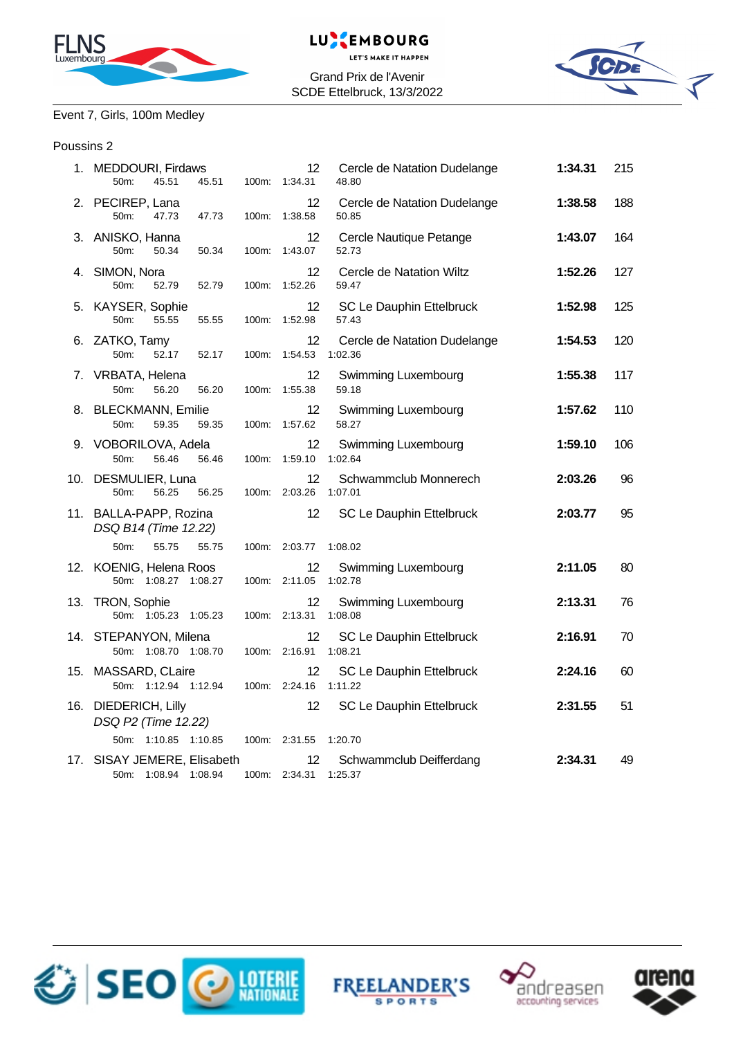Grand Prix de l'Avenir
SCDE Ettelbruck, 13/3/2022

Event 7, Girls, 100m Medley

Poussins 2

| Place | Name | Age | Club | Time | Points |
|---|---|---|---|---|---|
| 1. | MEDDOURI, Firdaws | 12 | Cercle de Natation Dudelange | **1:34.31** | 215 |
| | 50m: 45.51 45.51 100m: 1:34.31 48.80 | | | | |
| 2. | PECIREP, Lana | 12 | Cercle de Natation Dudelange | **1:38.58** | 188 |
| | 50m: 47.73 47.73 100m: 1:38.58 50.85 | | | | |
| 3. | ANISKO, Hanna | 12 | Cercle Nautique Petange | **1:43.07** | 164 |
| | 50m: 50.34 50.34 100m: 1:43.07 52.73 | | | | |
| 4. | SIMON, Nora | 12 | Cercle de Natation Wiltz | **1:52.26** | 127 |
| | 50m: 52.79 52.79 100m: 1:52.26 59.47 | | | | |
| 5. | KAYSER, Sophie | 12 | SC Le Dauphin Ettelbruck | **1:52.98** | 125 |
| | 50m: 55.55 55.55 100m: 1:52.98 57.43 | | | | |
| 6. | ZATKO, Tamy | 12 | Cercle de Natation Dudelange | **1:54.53** | 120 |
| | 50m: 52.17 52.17 100m: 1:54.53 1:02.36 | | | | |
| 7. | VRBATA, Helena | 12 | Swimming Luxembourg | **1:55.38** | 117 |
| | 50m: 56.20 56.20 100m: 1:55.38 59.18 | | | | |
| 8. | BLECKMANN, Emilie | 12 | Swimming Luxembourg | **1:57.62** | 110 |
| | 50m: 59.35 59.35 100m: 1:57.62 58.27 | | | | |
| 9. | VOBORILOVA, Adela | 12 | Swimming Luxembourg | **1:59.10** | 106 |
| | 50m: 56.46 56.46 100m: 1:59.10 1:02.64 | | | | |
| 10. | DESMULIER, Luna | 12 | Schwammclub Monnerech | **2:03.26** | 96 |
| | 50m: 56.25 56.25 100m: 2:03.26 1:07.01 | | | | |
| 11. | BALLA-PAPP, Rozina *DSQ B14 (Time 12.22)* | 12 | SC Le Dauphin Ettelbruck | **2:03.77** | 95 |
| | 50m: 55.75 55.75 100m: 2:03.77 1:08.02 | | | | |
| 12. | KOENIG, Helena Roos | 12 | Swimming Luxembourg | **2:11.05** | 80 |
| | 50m: 1:08.27 1:08.27 100m: 2:11.05 1:02.78 | | | | |
| 13. | TRON, Sophie | 12 | Swimming Luxembourg | **2:13.31** | 76 |
| | 50m: 1:05.23 1:05.23 100m: 2:13.31 1:08.08 | | | | |
| 14. | STEPANYON, Milena | 12 | SC Le Dauphin Ettelbruck | **2:16.91** | 70 |
| | 50m: 1:08.70 1:08.70 100m: 2:16.91 1:08.21 | | | | |
| 15. | MASSARD, CLaire | 12 | SC Le Dauphin Ettelbruck | **2:24.16** | 60 |
| | 50m: 1:12.94 1:12.94 100m: 2:24.16 1:11.22 | | | | |
| 16. | DIEDERICH, Lilly *DSQ P2 (Time 12.22)* | 12 | SC Le Dauphin Ettelbruck | **2:31.55** | 51 |
| | 50m: 1:10.85 1:10.85 100m: 2:31.55 1:20.70 | | | | |
| 17. | SISAY JEMERE, Elisabeth | 12 | Schwammclub Deifferdang | **2:34.31** | 49 |
| | 50m: 1:08.94 1:08.94 100m: 2:34.31 1:25.37 | | | | |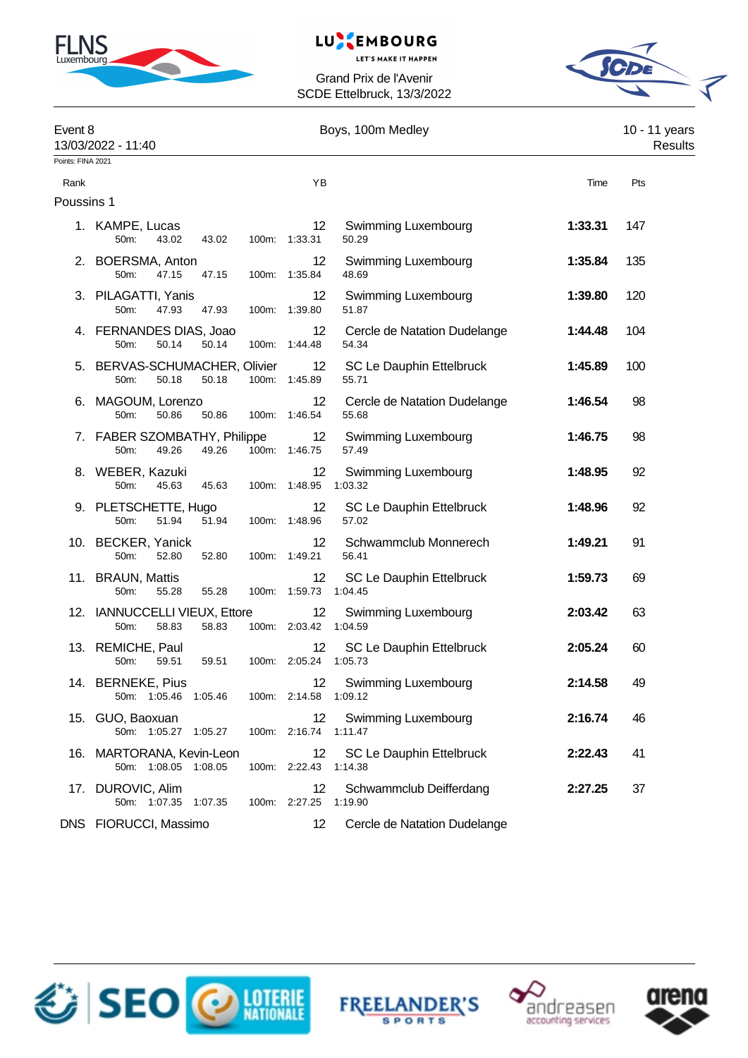Grand Prix de l'Avenir
SCDE Ettelbruck, 13/3/2022

Event 8 — Boys, 100m Medley — 10 - 11 years
13/03/2022 - 11:40 — Results

Points: FINA 2021

**Poussins 1**

| Rank | Name | YB | Club | Time | Pts |
|---|---|---|---|---|---|
| 1. | KAMPE, Lucas | 12 | Swimming Luxembourg | **1:33.31** | 147 |
| | 50m: 43.02 43.02 100m: 1:33.31 50.29 | | | | |
| 2. | BOERSMA, Anton | 12 | Swimming Luxembourg | **1:35.84** | 135 |
| | 50m: 47.15 47.15 100m: 1:35.84 48.69 | | | | |
| 3. | PILAGATTI, Yanis | 12 | Swimming Luxembourg | **1:39.80** | 120 |
| | 50m: 47.93 47.93 100m: 1:39.80 51.87 | | | | |
| 4. | FERNANDES DIAS, Joao | 12 | Cercle de Natation Dudelange | **1:44.48** | 104 |
| | 50m: 50.14 50.14 100m: 1:44.48 54.34 | | | | |
| 5. | BERVAS-SCHUMACHER, Olivier | 12 | SC Le Dauphin Ettelbruck | **1:45.89** | 100 |
| | 50m: 50.18 50.18 100m: 1:45.89 55.71 | | | | |
| 6. | MAGOUM, Lorenzo | 12 | Cercle de Natation Dudelange | **1:46.54** | 98 |
| | 50m: 50.86 50.86 100m: 1:46.54 55.68 | | | | |
| 7. | FABER SZOMBATHY, Philippe | 12 | Swimming Luxembourg | **1:46.75** | 98 |
| | 50m: 49.26 49.26 100m: 1:46.75 57.49 | | | | |
| 8. | WEBER, Kazuki | 12 | Swimming Luxembourg | **1:48.95** | 92 |
| | 50m: 45.63 45.63 100m: 1:48.95 1:03.32 | | | | |
| 9. | PLETSCHETTE, Hugo | 12 | SC Le Dauphin Ettelbruck | **1:48.96** | 92 |
| | 50m: 51.94 51.94 100m: 1:48.96 57.02 | | | | |
| 10. | BECKER, Yanick | 12 | Schwammclub Monnerech | **1:49.21** | 91 |
| | 50m: 52.80 52.80 100m: 1:49.21 56.41 | | | | |
| 11. | BRAUN, Mattis | 12 | SC Le Dauphin Ettelbruck | **1:59.73** | 69 |
| | 50m: 55.28 55.28 100m: 1:59.73 1:04.45 | | | | |
| 12. | IANNUCCELLI VIEUX, Ettore | 12 | Swimming Luxembourg | **2:03.42** | 63 |
| | 50m: 58.83 58.83 100m: 2:03.42 1:04.59 | | | | |
| 13. | REMICHE, Paul | 12 | SC Le Dauphin Ettelbruck | **2:05.24** | 60 |
| | 50m: 59.51 59.51 100m: 2:05.24 1:05.73 | | | | |
| 14. | BERNEKE, Pius | 12 | Swimming Luxembourg | **2:14.58** | 49 |
| | 50m: 1:05.46 1:05.46 100m: 2:14.58 1:09.12 | | | | |
| 15. | GUO, Baoxuan | 12 | Swimming Luxembourg | **2:16.74** | 46 |
| | 50m: 1:05.27 1:05.27 100m: 2:16.74 1:11.47 | | | | |
| 16. | MARTORANA, Kevin-Leon | 12 | SC Le Dauphin Ettelbruck | **2:22.43** | 41 |
| | 50m: 1:08.05 1:08.05 100m: 2:22.43 1:14.38 | | | | |
| 17. | DUROVIC, Alim | 12 | Schwammclub Deifferdang | **2:27.25** | 37 |
| | 50m: 1:07.35 1:07.35 100m: 2:27.25 1:19.90 | | | | |
| DNS | FIORUCCI, Massimo | 12 | Cercle de Natation Dudelange | | |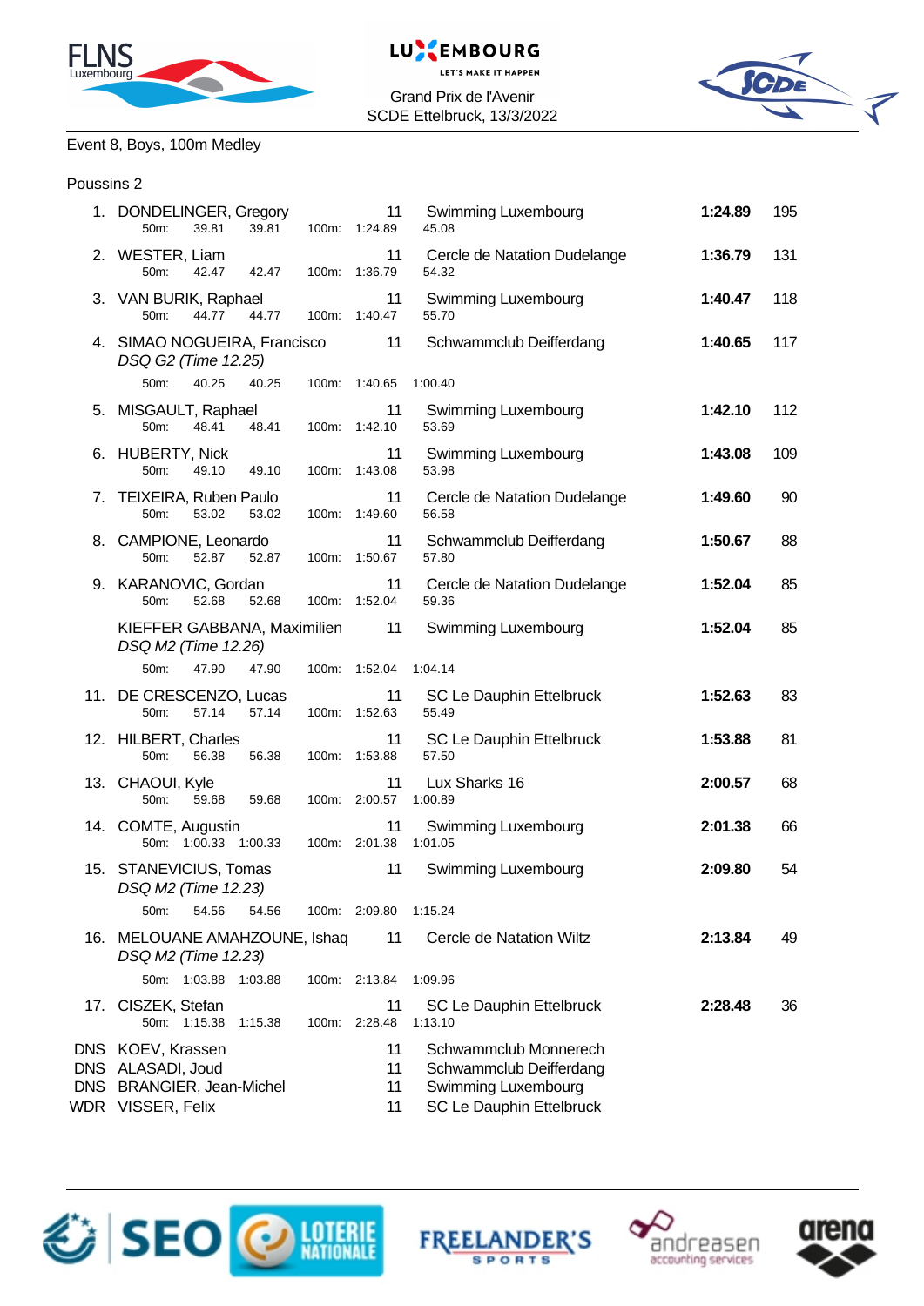Grand Prix de l'Avenir
SCDE Ettelbruck, 13/3/2022

Event 8, Boys, 100m Medley

Poussins 2

| Rank | Name | Age | Club | Time | Points |
|---|---|---|---|---|---|
| 1. | DONDELINGER, Gregory | 11 | Swimming Luxembourg | **1:24.89** | 195 |
| | 50m: 39.81 39.81 100m: 1:24.89 45.08 | | | | |
| 2. | WESTER, Liam | 11 | Cercle de Natation Dudelange | **1:36.79** | 131 |
| | 50m: 42.47 42.47 100m: 1:36.79 54.32 | | | | |
| 3. | VAN BURIK, Raphael | 11 | Swimming Luxembourg | **1:40.47** | 118 |
| | 50m: 44.77 44.77 100m: 1:40.47 55.70 | | | | |
| 4. | SIMAO NOGUEIRA, Francisco *DSQ G2 (Time 12.25)* | 11 | Schwammclub Deifferdang | **1:40.65** | 117 |
| | 50m: 40.25 40.25 100m: 1:40.65 1:00.40 | | | | |
| 5. | MISGAULT, Raphael | 11 | Swimming Luxembourg | **1:42.10** | 112 |
| | 50m: 48.41 48.41 100m: 1:42.10 53.69 | | | | |
| 6. | HUBERTY, Nick | 11 | Swimming Luxembourg | **1:43.08** | 109 |
| | 50m: 49.10 49.10 100m: 1:43.08 53.98 | | | | |
| 7. | TEIXEIRA, Ruben Paulo | 11 | Cercle de Natation Dudelange | **1:49.60** | 90 |
| | 50m: 53.02 53.02 100m: 1:49.60 56.58 | | | | |
| 8. | CAMPIONE, Leonardo | 11 | Schwammclub Deifferdang | **1:50.67** | 88 |
| | 50m: 52.87 52.87 100m: 1:50.67 57.80 | | | | |
| 9. | KARANOVIC, Gordan | 11 | Cercle de Natation Dudelange | **1:52.04** | 85 |
| | 50m: 52.68 52.68 100m: 1:52.04 59.36 | | | | |
| | KIEFFER GABBANA, Maximilien *DSQ M2 (Time 12.26)* | 11 | Swimming Luxembourg | **1:52.04** | 85 |
| | 50m: 47.90 47.90 100m: 1:52.04 1:04.14 | | | | |
| 11. | DE CRESCENZO, Lucas | 11 | SC Le Dauphin Ettelbruck | **1:52.63** | 83 |
| | 50m: 57.14 57.14 100m: 1:52.63 55.49 | | | | |
| 12. | HILBERT, Charles | 11 | SC Le Dauphin Ettelbruck | **1:53.88** | 81 |
| | 50m: 56.38 56.38 100m: 1:53.88 57.50 | | | | |
| 13. | CHAOUI, Kyle | 11 | Lux Sharks 16 | **2:00.57** | 68 |
| | 50m: 59.68 59.68 100m: 2:00.57 1:00.89 | | | | |
| 14. | COMTE, Augustin | 11 | Swimming Luxembourg | **2:01.38** | 66 |
| | 50m: 1:00.33 1:00.33 100m: 2:01.38 1:01.05 | | | | |
| 15. | STANEVICIUS, Tomas *DSQ M2 (Time 12.23)* | 11 | Swimming Luxembourg | **2:09.80** | 54 |
| | 50m: 54.56 54.56 100m: 2:09.80 1:15.24 | | | | |
| 16. | MELOUANE AMAHZOUNE, Ishaq *DSQ M2 (Time 12.23)* | 11 | Cercle de Natation Wiltz | **2:13.84** | 49 |
| | 50m: 1:03.88 1:03.88 100m: 2:13.84 1:09.96 | | | | |
| 17. | CISZEK, Stefan | 11 | SC Le Dauphin Ettelbruck | **2:28.48** | 36 |
| | 50m: 1:15.38 1:15.38 100m: 2:28.48 1:13.10 | | | | |
| DNS | KOEV, Krassen | 11 | Schwammclub Monnerech | | |
| DNS | ALASADI, Joud | 11 | Schwammclub Deifferdang | | |
| DNS | BRANGIER, Jean-Michel | 11 | Swimming Luxembourg | | |
| WDR | VISSER, Felix | 11 | SC Le Dauphin Ettelbruck | | |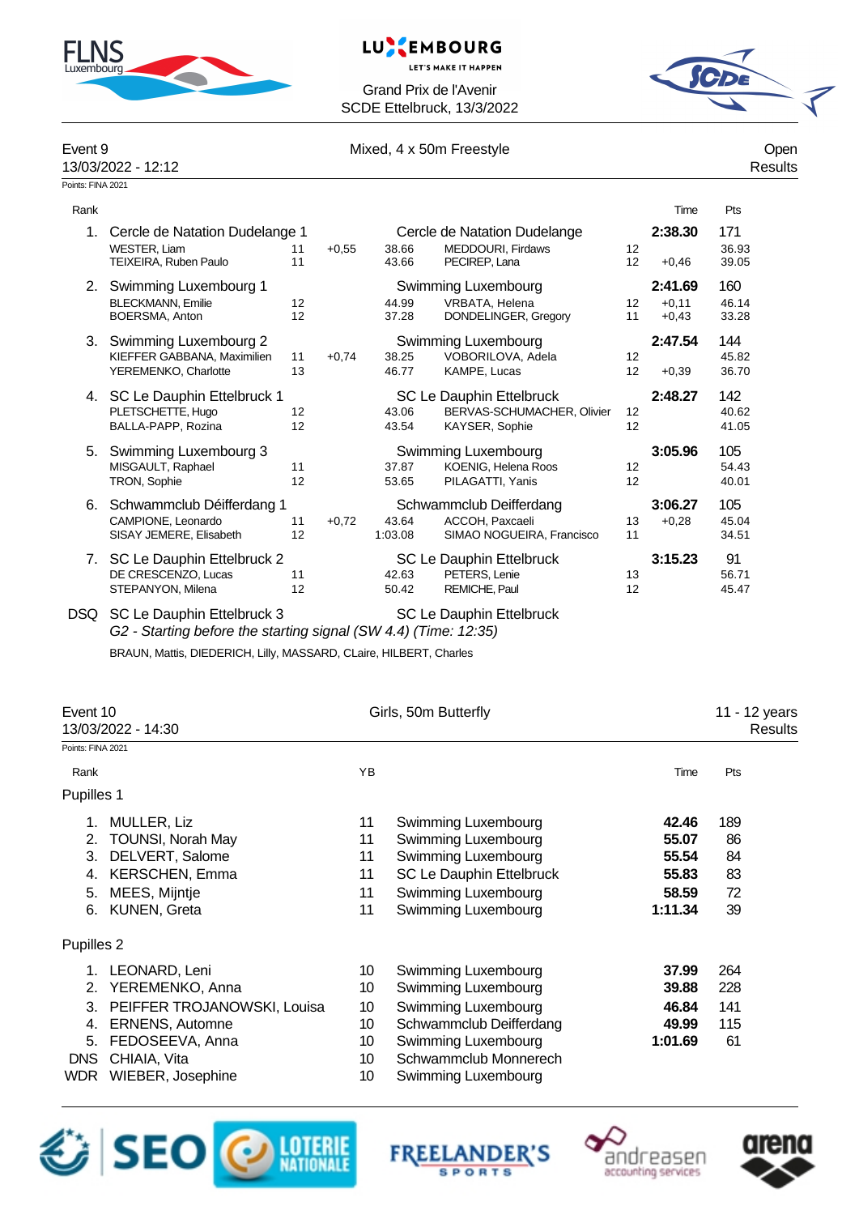Grand Prix de l'Avenir
SCDE Ettelbruck, 13/3/2022

## Event 9 — Mixed, 4 x 50m Freestyle — Open

13/03/2022 - 12:12 — Results

Points: FINA 2021

| Rank | Team / Swimmer | YB | RT | Split | Club / Swimmer | YB | RT / Time | Pts / Split |
|---|---|---|---|---|---|---|---|---|
| 1. | Cercle de Natation Dudelange 1 | | | | Cercle de Natation Dudelange | | 2:38.30 | 171 |
| | WESTER, Liam | 11 | +0,55 | 38.66 | MEDDOURI, Firdaws | 12 | | 36.93 |
| | TEIXEIRA, Ruben Paulo | 11 | | 43.66 | PECIREP, Lana | 12 | +0,46 | 39.05 |
| 2. | Swimming Luxembourg 1 | | | | Swimming Luxembourg | | 2:41.69 | 160 |
| | BLECKMANN, Emilie | 12 | | 44.99 | VRBATA, Helena | 12 | +0,11 | 46.14 |
| | BOERSMA, Anton | 12 | | 37.28 | DONDELINGER, Gregory | 11 | +0,43 | 33.28 |
| 3. | Swimming Luxembourg 2 | | | | Swimming Luxembourg | | 2:47.54 | 144 |
| | KIEFFER GABBANA, Maximilien | 11 | +0,74 | 38.25 | VOBORILOVA, Adela | 12 | | 45.82 |
| | YEREMENKO, Charlotte | 13 | | 46.77 | KAMPE, Lucas | 12 | +0,39 | 36.70 |
| 4. | SC Le Dauphin Ettelbruck 1 | | | | SC Le Dauphin Ettelbruck | | 2:48.27 | 142 |
| | PLETSCHETTE, Hugo | 12 | | 43.06 | BERVAS-SCHUMACHER, Olivier | 12 | | 40.62 |
| | BALLA-PAPP, Rozina | 12 | | 43.54 | KAYSER, Sophie | 12 | | 41.05 |
| 5. | Swimming Luxembourg 3 | | | | Swimming Luxembourg | | 3:05.96 | 105 |
| | MISGAULT, Raphael | 11 | | 37.87 | KOENIG, Helena Roos | 12 | | 54.43 |
| | TRON, Sophie | 12 | | 53.65 | PILAGATTI, Yanis | 12 | | 40.01 |
| 6. | Schwammclub Déifferdang 1 | | | | Schwammclub Deifferdang | | 3:06.27 | 105 |
| | CAMPIONE, Leonardo | 11 | +0,72 | 43.64 | ACCOH, Paxcaeli | 13 | +0,28 | 45.04 |
| | SISAY JEMERE, Elisabeth | 12 | | 1:03.08 | SIMAO NOGUEIRA, Francisco | 11 | | 34.51 |
| 7. | SC Le Dauphin Ettelbruck 2 | | | | SC Le Dauphin Ettelbruck | | 3:15.23 | 91 |
| | DE CRESCENZO, Lucas | 11 | | 42.63 | PETERS, Lenie | 13 | | 56.71 |
| | STEPANYON, Milena | 12 | | 50.42 | REMICHE, Paul | 12 | | 45.47 |
| DSQ | SC Le Dauphin Ettelbruck 3 | | | | SC Le Dauphin Ettelbruck | | | |

*G2 - Starting before the starting signal (SW 4.4) (Time: 12:35)*

BRAUN, Mattis, DIEDERICH, Lilly, MASSARD, CLaire, HILBERT, Charles

## Event 10 — Girls, 50m Butterfly — 11 - 12 years

13/03/2022 - 14:30 — Results

Points: FINA 2021

### Pupilles 1

| Rank | Name | YB | Club | Time | Pts |
|---|---|---|---|---|---|
| 1. | MULLER, Liz | 11 | Swimming Luxembourg | **42.46** | 189 |
| 2. | TOUNSI, Norah May | 11 | Swimming Luxembourg | **55.07** | 86 |
| 3. | DELVERT, Salome | 11 | Swimming Luxembourg | **55.54** | 84 |
| 4. | KERSCHEN, Emma | 11 | SC Le Dauphin Ettelbruck | **55.83** | 83 |
| 5. | MEES, Mijntje | 11 | Swimming Luxembourg | **58.59** | 72 |
| 6. | KUNEN, Greta | 11 | Swimming Luxembourg | **1:11.34** | 39 |

### Pupilles 2

| Rank | Name | YB | Club | Time | Pts |
|---|---|---|---|---|---|
| 1. | LEONARD, Leni | 10 | Swimming Luxembourg | **37.99** | 264 |
| 2. | YEREMENKO, Anna | 10 | Swimming Luxembourg | **39.88** | 228 |
| 3. | PEIFFER TROJANOWSKI, Louisa | 10 | Swimming Luxembourg | **46.84** | 141 |
| 4. | ERNENS, Automne | 10 | Schwammclub Deifferdang | **49.99** | 115 |
| 5. | FEDOSEEVA, Anna | 10 | Swimming Luxembourg | **1:01.69** | 61 |
| DNS | CHIAIA, Vita | 10 | Schwammclub Monnerech | | |
| WDR | WIEBER, Josephine | 10 | Swimming Luxembourg | | |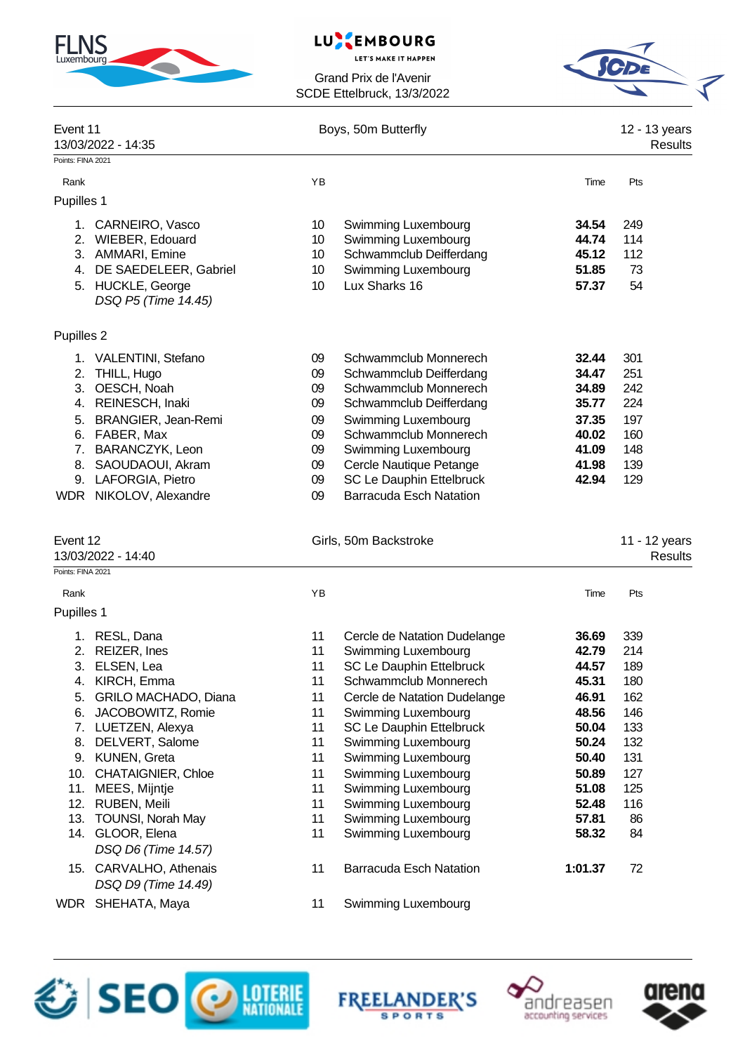Grand Prix de l'Avenir
SCDE Ettelbruck, 13/3/2022

## Event 11 — Boys, 50m Butterfly — 12 - 13 years

13/03/2022 - 14:35 — Results

Points: FINA 2021

### Pupilles 1

| Rank | Name | YB | Club | Time | Pts |
|---|---|---|---|---|---|
| 1. | CARNEIRO, Vasco | 10 | Swimming Luxembourg | **34.54** | 249 |
| 2. | WIEBER, Edouard | 10 | Swimming Luxembourg | **44.74** | 114 |
| 3. | AMMARI, Emine | 10 | Schwammclub Deifferdang | **45.12** | 112 |
| 4. | DE SAEDELEER, Gabriel | 10 | Swimming Luxembourg | **51.85** | 73 |
| 5. | HUCKLE, George | 10 | Lux Sharks 16 | **57.37** | 54 |
| | *DSQ P5 (Time 14.45)* | | | | |

### Pupilles 2

| Rank | Name | YB | Club | Time | Pts |
|---|---|---|---|---|---|
| 1. | VALENTINI, Stefano | 09 | Schwammclub Monnerech | **32.44** | 301 |
| 2. | THILL, Hugo | 09 | Schwammclub Deifferdang | **34.47** | 251 |
| 3. | OESCH, Noah | 09 | Schwammclub Monnerech | **34.89** | 242 |
| 4. | REINESCH, Inaki | 09 | Schwammclub Deifferdang | **35.77** | 224 |
| 5. | BRANGIER, Jean-Remi | 09 | Swimming Luxembourg | **37.35** | 197 |
| 6. | FABER, Max | 09 | Schwammclub Monnerech | **40.02** | 160 |
| 7. | BARANCZYK, Leon | 09 | Swimming Luxembourg | **41.09** | 148 |
| 8. | SAOUDAOUI, Akram | 09 | Cercle Nautique Petange | **41.98** | 139 |
| 9. | LAFORGIA, Pietro | 09 | SC Le Dauphin Ettelbruck | **42.94** | 129 |
| WDR | NIKOLOV, Alexandre | 09 | Barracuda Esch Natation | | |

## Event 12 — Girls, 50m Backstroke — 11 - 12 years

13/03/2022 - 14:40 — Results

Points: FINA 2021

### Pupilles 1

| Rank | Name | YB | Club | Time | Pts |
|---|---|---|---|---|---|
| 1. | RESL, Dana | 11 | Cercle de Natation Dudelange | **36.69** | 339 |
| 2. | REIZER, Ines | 11 | Swimming Luxembourg | **42.79** | 214 |
| 3. | ELSEN, Lea | 11 | SC Le Dauphin Ettelbruck | **44.57** | 189 |
| 4. | KIRCH, Emma | 11 | Schwammclub Monnerech | **45.31** | 180 |
| 5. | GRILO MACHADO, Diana | 11 | Cercle de Natation Dudelange | **46.91** | 162 |
| 6. | JACOBOWITZ, Romie | 11 | Swimming Luxembourg | **48.56** | 146 |
| 7. | LUETZEN, Alexya | 11 | SC Le Dauphin Ettelbruck | **50.04** | 133 |
| 8. | DELVERT, Salome | 11 | Swimming Luxembourg | **50.24** | 132 |
| 9. | KUNEN, Greta | 11 | Swimming Luxembourg | **50.40** | 131 |
| 10. | CHATAIGNIER, Chloe | 11 | Swimming Luxembourg | **50.89** | 127 |
| 11. | MEES, Mijntje | 11 | Swimming Luxembourg | **51.08** | 125 |
| 12. | RUBEN, Meili | 11 | Swimming Luxembourg | **52.48** | 116 |
| 13. | TOUNSI, Norah May | 11 | Swimming Luxembourg | **57.81** | 86 |
| 14. | GLOOR, Elena | 11 | Swimming Luxembourg | **58.32** | 84 |
| | *DSQ D6 (Time 14.57)* | | | | |
| 15. | CARVALHO, Athenais | 11 | Barracuda Esch Natation | **1:01.37** | 72 |
| | *DSQ D9 (Time 14.49)* | | | | |
| WDR | SHEHATA, Maya | 11 | Swimming Luxembourg | | |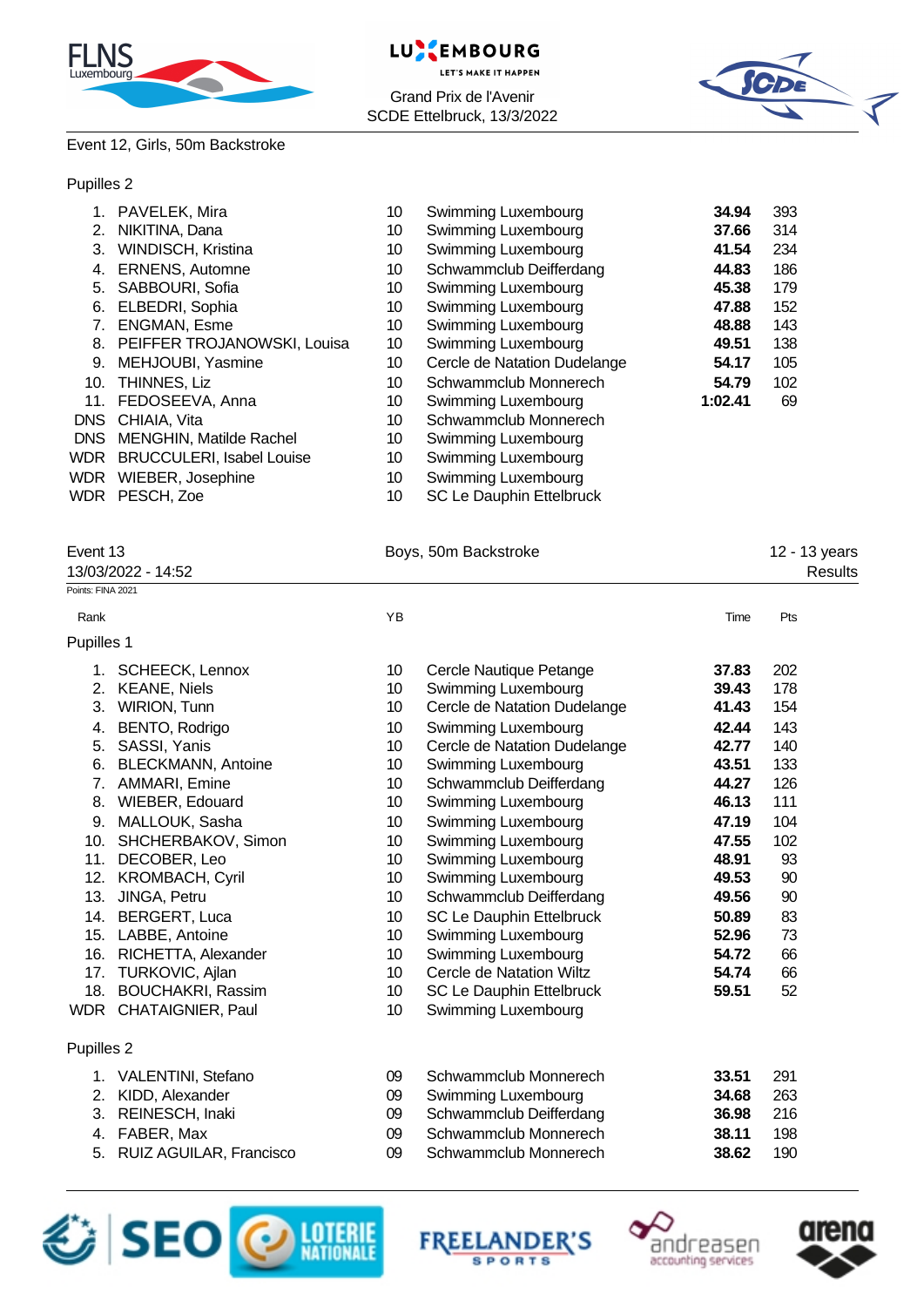Event 12, Girls, 50m Backstroke

Pupilles 2

| Rank | Name | YB | Club | Time | Pts |
|---|---|---|---|---|---|
| 1. | PAVELEK, Mira | 10 | Swimming Luxembourg | **34.94** | 393 |
| 2. | NIKITINA, Dana | 10 | Swimming Luxembourg | **37.66** | 314 |
| 3. | WINDISCH, Kristina | 10 | Swimming Luxembourg | **41.54** | 234 |
| 4. | ERNENS, Automne | 10 | Schwammclub Deifferdang | **44.83** | 186 |
| 5. | SABBOURI, Sofia | 10 | Swimming Luxembourg | **45.38** | 179 |
| 6. | ELBEDRI, Sophia | 10 | Swimming Luxembourg | **47.88** | 152 |
| 7. | ENGMAN, Esme | 10 | Swimming Luxembourg | **48.88** | 143 |
| 8. | PEIFFER TROJANOWSKI, Louisa | 10 | Swimming Luxembourg | **49.51** | 138 |
| 9. | MEHJOUBI, Yasmine | 10 | Cercle de Natation Dudelange | **54.17** | 105 |
| 10. | THINNES, Liz | 10 | Schwammclub Monnerech | **54.79** | 102 |
| 11. | FEDOSEEVA, Anna | 10 | Swimming Luxembourg | **1:02.41** | 69 |
| DNS | CHIAIA, Vita | 10 | Schwammclub Monnerech | | |
| DNS | MENGHIN, Matilde Rachel | 10 | Swimming Luxembourg | | |
| WDR | BRUCCULERI, Isabel Louise | 10 | Swimming Luxembourg | | |
| WDR | WIEBER, Josephine | 10 | Swimming Luxembourg | | |
| WDR | PESCH, Zoe | 10 | SC Le Dauphin Ettelbruck | | |

Event 13 — Boys, 50m Backstroke — 12 - 13 years

13/03/2022 - 14:52 — Results

Points: FINA 2021

Pupilles 1

| Rank | Name | YB | Club | Time | Pts |
|---|---|---|---|---|---|
| 1. | SCHEECK, Lennox | 10 | Cercle Nautique Petange | **37.83** | 202 |
| 2. | KEANE, Niels | 10 | Swimming Luxembourg | **39.43** | 178 |
| 3. | WIRION, Tunn | 10 | Cercle de Natation Dudelange | **41.43** | 154 |
| 4. | BENTO, Rodrigo | 10 | Swimming Luxembourg | **42.44** | 143 |
| 5. | SASSI, Yanis | 10 | Cercle de Natation Dudelange | **42.77** | 140 |
| 6. | BLECKMANN, Antoine | 10 | Swimming Luxembourg | **43.51** | 133 |
| 7. | AMMARI, Emine | 10 | Schwammclub Deifferdang | **44.27** | 126 |
| 8. | WIEBER, Edouard | 10 | Swimming Luxembourg | **46.13** | 111 |
| 9. | MALLOUK, Sasha | 10 | Swimming Luxembourg | **47.19** | 104 |
| 10. | SHCHERBAKOV, Simon | 10 | Swimming Luxembourg | **47.55** | 102 |
| 11. | DECOBER, Leo | 10 | Swimming Luxembourg | **48.91** | 93 |
| 12. | KROMBACH, Cyril | 10 | Swimming Luxembourg | **49.53** | 90 |
| 13. | JINGA, Petru | 10 | Schwammclub Deifferdang | **49.56** | 90 |
| 14. | BERGERT, Luca | 10 | SC Le Dauphin Ettelbruck | **50.89** | 83 |
| 15. | LABBE, Antoine | 10 | Swimming Luxembourg | **52.96** | 73 |
| 16. | RICHETTA, Alexander | 10 | Swimming Luxembourg | **54.72** | 66 |
| 17. | TURKOVIC, Ajlan | 10 | Cercle de Natation Wiltz | **54.74** | 66 |
| 18. | BOUCHAKRI, Rassim | 10 | SC Le Dauphin Ettelbruck | **59.51** | 52 |
| WDR | CHATAIGNIER, Paul | 10 | Swimming Luxembourg | | |

Pupilles 2

| Rank | Name | YB | Club | Time | Pts |
|---|---|---|---|---|---|
| 1. | VALENTINI, Stefano | 09 | Schwammclub Monnerech | **33.51** | 291 |
| 2. | KIDD, Alexander | 09 | Swimming Luxembourg | **34.68** | 263 |
| 3. | REINESCH, Inaki | 09 | Schwammclub Deifferdang | **36.98** | 216 |
| 4. | FABER, Max | 09 | Schwammclub Monnerech | **38.11** | 198 |
| 5. | RUIZ AGUILAR, Francisco | 09 | Schwammclub Monnerech | **38.62** | 190 |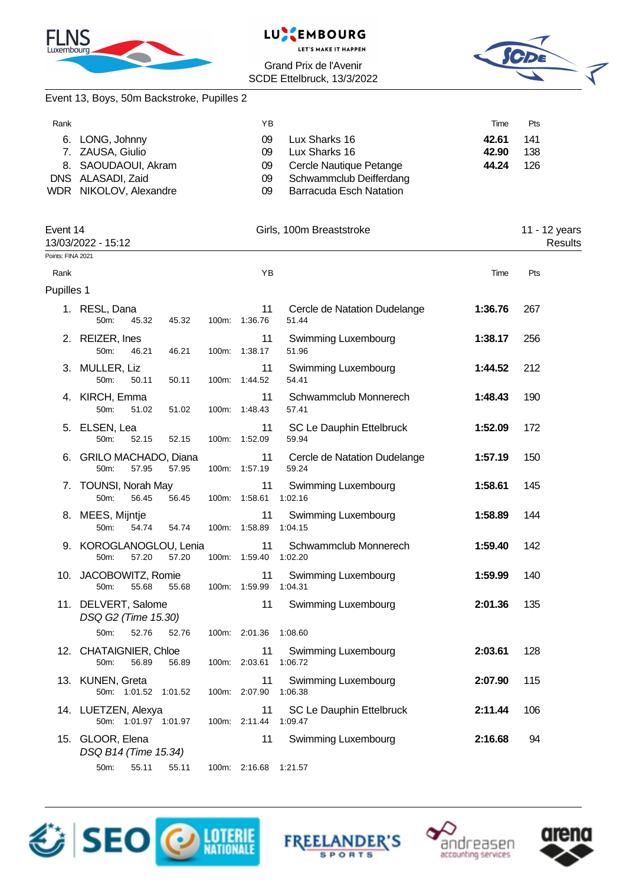Event 13, Boys, 50m Backstroke, Pupilles 2

| Rank | | YB | | Time | Pts |
|---|---|---|---|---|---|
| 6. | LONG, Johnny | 09 | Lux Sharks 16 | **42.61** | 141 |
| 7. | ZAUSA, Giulio | 09 | Lux Sharks 16 | **42.90** | 138 |
| 8. | SAOUDAOUI, Akram | 09 | Cercle Nautique Petange | **44.24** | 126 |
| DNS | ALASADI, Zaid | 09 | Schwammclub Deifferdang | | |
| WDR | NIKOLOV, Alexandre | 09 | Barracuda Esch Natation | | |

Event 14 — Girls, 100m Breaststroke — 11 - 12 years

13/03/2022 - 15:12 — Results

Points: FINA 2021

Pupilles 1

| Rank | | YB | | Time | Pts |
|---|---|---|---|---|---|
| 1. | RESL, Dana<br>50m: 45.32 45.32 100m: 1:36.76 51.44 | 11 | Cercle de Natation Dudelange | **1:36.76** | 267 |
| 2. | REIZER, Ines<br>50m: 46.21 46.21 100m: 1:38.17 51.96 | 11 | Swimming Luxembourg | **1:38.17** | 256 |
| 3. | MULLER, Liz<br>50m: 50.11 50.11 100m: 1:44.52 54.41 | 11 | Swimming Luxembourg | **1:44.52** | 212 |
| 4. | KIRCH, Emma<br>50m: 51.02 51.02 100m: 1:48.43 57.41 | 11 | Schwammclub Monnerech | **1:48.43** | 190 |
| 5. | ELSEN, Lea<br>50m: 52.15 52.15 100m: 1:52.09 59.94 | 11 | SC Le Dauphin Ettelbruck | **1:52.09** | 172 |
| 6. | GRILO MACHADO, Diana<br>50m: 57.95 57.95 100m: 1:57.19 59.24 | 11 | Cercle de Natation Dudelange | **1:57.19** | 150 |
| 7. | TOUNSI, Norah May<br>50m: 56.45 56.45 100m: 1:58.61 1:02.16 | 11 | Swimming Luxembourg | **1:58.61** | 145 |
| 8. | MEES, Mijntje<br>50m: 54.74 54.74 100m: 1:58.89 1:04.15 | 11 | Swimming Luxembourg | **1:58.89** | 144 |
| 9. | KOROGLANOGLOU, Lenia<br>50m: 57.20 57.20 100m: 1:59.40 1:02.20 | 11 | Schwammclub Monnerech | **1:59.40** | 142 |
| 10. | JACOBOWITZ, Romie<br>50m: 55.68 55.68 100m: 1:59.99 1:04.31 | 11 | Swimming Luxembourg | **1:59.99** | 140 |
| 11. | DELVERT, Salome<br>*DSQ G2 (Time 15.30)*<br>50m: 52.76 52.76 100m: 2:01.36 1:08.60 | 11 | Swimming Luxembourg | **2:01.36** | 135 |
| 12. | CHATAIGNIER, Chloe<br>50m: 56.89 56.89 100m: 2:03.61 1:06.72 | 11 | Swimming Luxembourg | **2:03.61** | 128 |
| 13. | KUNEN, Greta<br>50m: 1:01.52 1:01.52 100m: 2:07.90 1:06.38 | 11 | Swimming Luxembourg | **2:07.90** | 115 |
| 14. | LUETZEN, Alexya<br>50m: 1:01.97 1:01.97 100m: 2:11.44 1:09.47 | 11 | SC Le Dauphin Ettelbruck | **2:11.44** | 106 |
| 15. | GLOOR, Elena<br>*DSQ B14 (Time 15.34)*<br>50m: 55.11 55.11 100m: 2:16.68 1:21.57 | 11 | Swimming Luxembourg | **2:16.68** | 94 |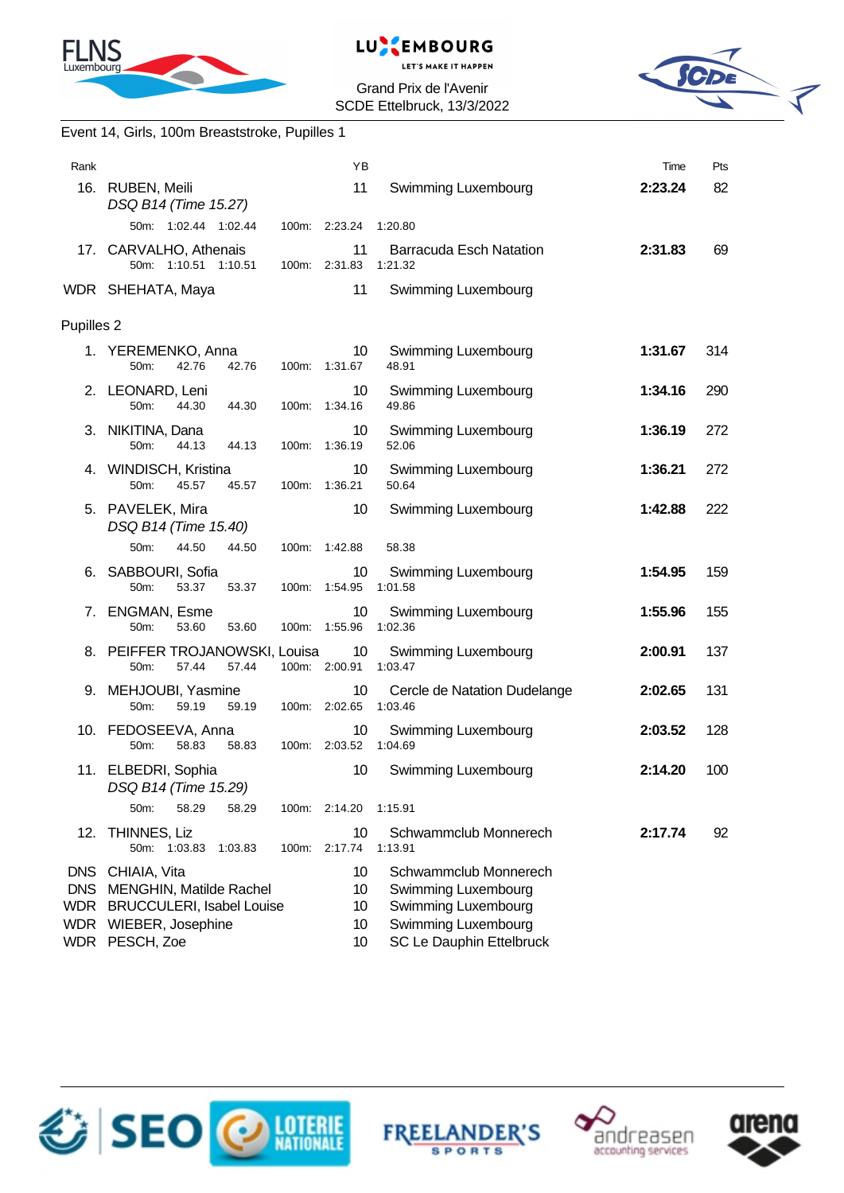Grand Prix de l'Avenir
SCDE Ettelbruck, 13/3/2022

Event 14, Girls, 100m Breaststroke, Pupilles 1

| Rank | Name | YB | Club | Time | Pts |
|---|---|---|---|---|---|
| 16. | RUBEN, Meili<br>*DSQ B14 (Time 15.27)*<br>50m: 1:02.44 1:02.44 100m: 2:23.24 1:20.80 | 11 | Swimming Luxembourg | **2:23.24** | 82 |
| 17. | CARVALHO, Athenais<br>50m: 1:10.51 1:10.51 100m: 2:31.83 1:21.32 | 11 | Barracuda Esch Natation | **2:31.83** | 69 |
| WDR | SHEHATA, Maya | 11 | Swimming Luxembourg | | |

Pupilles 2

| Rank | Name | YB | Club | Time | Pts |
|---|---|---|---|---|---|
| 1. | YEREMENKO, Anna<br>50m: 42.76 42.76 100m: 1:31.67 48.91 | 10 | Swimming Luxembourg | **1:31.67** | 314 |
| 2. | LEONARD, Leni<br>50m: 44.30 44.30 100m: 1:34.16 49.86 | 10 | Swimming Luxembourg | **1:34.16** | 290 |
| 3. | NIKITINA, Dana<br>50m: 44.13 44.13 100m: 1:36.19 52.06 | 10 | Swimming Luxembourg | **1:36.19** | 272 |
| 4. | WINDISCH, Kristina<br>50m: 45.57 45.57 100m: 1:36.21 50.64 | 10 | Swimming Luxembourg | **1:36.21** | 272 |
| 5. | PAVELEK, Mira<br>*DSQ B14 (Time 15.40)*<br>50m: 44.50 44.50 100m: 1:42.88 58.38 | 10 | Swimming Luxembourg | **1:42.88** | 222 |
| 6. | SABBOURI, Sofia<br>50m: 53.37 53.37 100m: 1:54.95 1:01.58 | 10 | Swimming Luxembourg | **1:54.95** | 159 |
| 7. | ENGMAN, Esme<br>50m: 53.60 53.60 100m: 1:55.96 1:02.36 | 10 | Swimming Luxembourg | **1:55.96** | 155 |
| 8. | PEIFFER TROJANOWSKI, Louisa<br>50m: 57.44 57.44 100m: 2:00.91 1:03.47 | 10 | Swimming Luxembourg | **2:00.91** | 137 |
| 9. | MEHJOUBI, Yasmine<br>50m: 59.19 59.19 100m: 2:02.65 1:03.46 | 10 | Cercle de Natation Dudelange | **2:02.65** | 131 |
| 10. | FEDOSEEVA, Anna<br>50m: 58.83 58.83 100m: 2:03.52 1:04.69 | 10 | Swimming Luxembourg | **2:03.52** | 128 |
| 11. | ELBEDRI, Sophia<br>*DSQ B14 (Time 15.29)*<br>50m: 58.29 58.29 100m: 2:14.20 1:15.91 | 10 | Swimming Luxembourg | **2:14.20** | 100 |
| 12. | THINNES, Liz<br>50m: 1:03.83 1:03.83 100m: 2:17.74 1:13.91 | 10 | Schwammclub Monnerech | **2:17.74** | 92 |
| DNS | CHIAIA, Vita | 10 | Schwammclub Monnerech | | |
| DNS | MENGHIN, Matilde Rachel | 10 | Swimming Luxembourg | | |
| WDR | BRUCCULERI, Isabel Louise | 10 | Swimming Luxembourg | | |
| WDR | WIEBER, Josephine | 10 | Swimming Luxembourg | | |
| WDR | PESCH, Zoe | 10 | SC Le Dauphin Ettelbruck | | |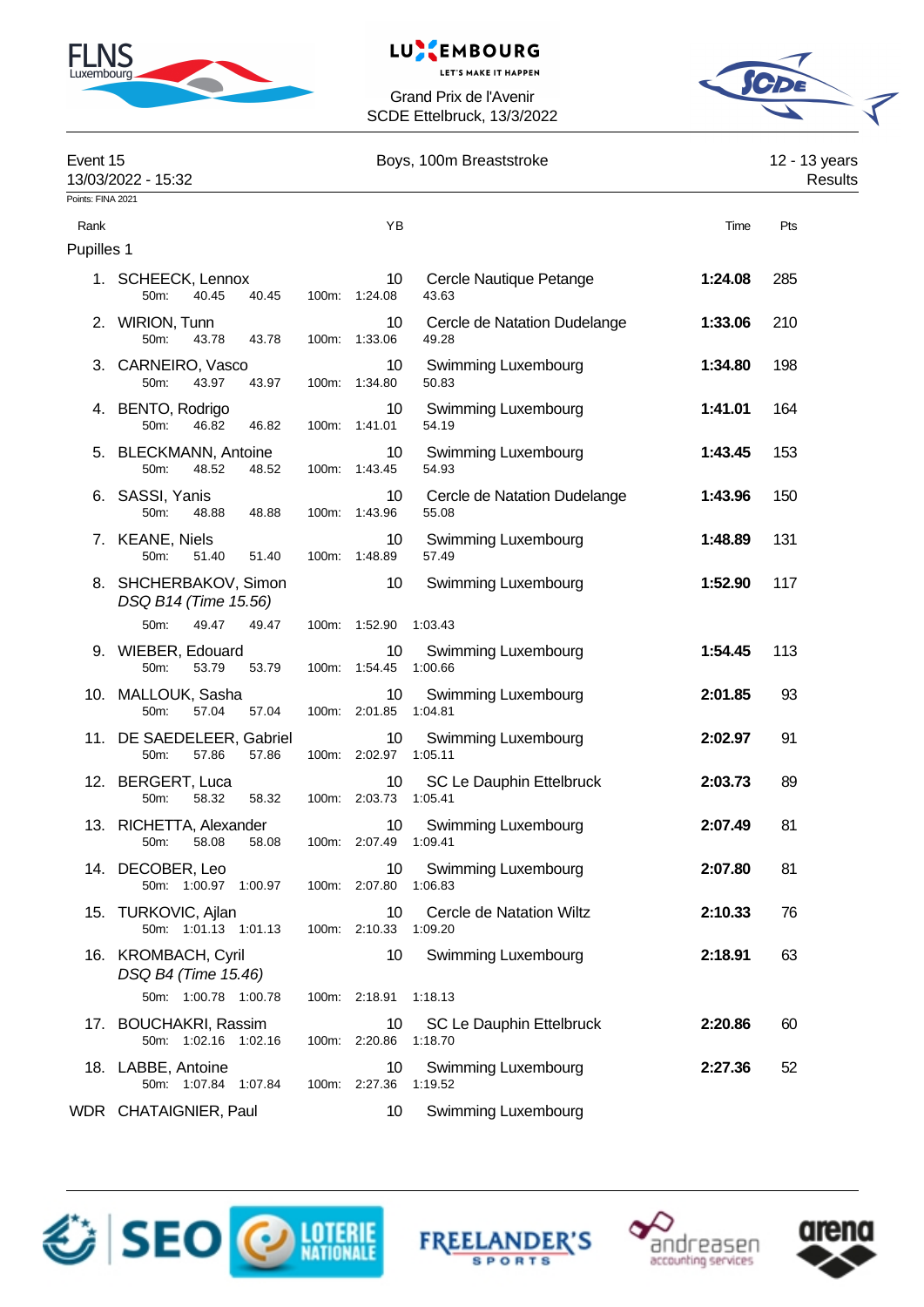Grand Prix de l'Avenir
SCDE Ettelbruck, 13/3/2022

Event 15 — Boys, 100m Breaststroke — 12 - 13 years
13/03/2022 - 15:32 — Results

Points: FINA 2021

**Pupilles 1**

| Rank | Name | YB | Club | Time | Pts |
|---|---|---|---|---|---|
| 1. | SCHEECK, Lennox | 10 | Cercle Nautique Petange | **1:24.08** | 285 |
| | 50m: 40.45 40.45 100m: 1:24.08 43.63 | | | | |
| 2. | WIRION, Tunn | 10 | Cercle de Natation Dudelange | **1:33.06** | 210 |
| | 50m: 43.78 43.78 100m: 1:33.06 49.28 | | | | |
| 3. | CARNEIRO, Vasco | 10 | Swimming Luxembourg | **1:34.80** | 198 |
| | 50m: 43.97 43.97 100m: 1:34.80 50.83 | | | | |
| 4. | BENTO, Rodrigo | 10 | Swimming Luxembourg | **1:41.01** | 164 |
| | 50m: 46.82 46.82 100m: 1:41.01 54.19 | | | | |
| 5. | BLECKMANN, Antoine | 10 | Swimming Luxembourg | **1:43.45** | 153 |
| | 50m: 48.52 48.52 100m: 1:43.45 54.93 | | | | |
| 6. | SASSI, Yanis | 10 | Cercle de Natation Dudelange | **1:43.96** | 150 |
| | 50m: 48.88 48.88 100m: 1:43.96 55.08 | | | | |
| 7. | KEANE, Niels | 10 | Swimming Luxembourg | **1:48.89** | 131 |
| | 50m: 51.40 51.40 100m: 1:48.89 57.49 | | | | |
| 8. | SHCHERBAKOV, Simon *DSQ B14 (Time 15.56)* | 10 | Swimming Luxembourg | **1:52.90** | 117 |
| | 50m: 49.47 49.47 100m: 1:52.90 1:03.43 | | | | |
| 9. | WIEBER, Edouard | 10 | Swimming Luxembourg | **1:54.45** | 113 |
| | 50m: 53.79 53.79 100m: 1:54.45 1:00.66 | | | | |
| 10. | MALLOUK, Sasha | 10 | Swimming Luxembourg | **2:01.85** | 93 |
| | 50m: 57.04 57.04 100m: 2:01.85 1:04.81 | | | | |
| 11. | DE SAEDELEER, Gabriel | 10 | Swimming Luxembourg | **2:02.97** | 91 |
| | 50m: 57.86 57.86 100m: 2:02.97 1:05.11 | | | | |
| 12. | BERGERT, Luca | 10 | SC Le Dauphin Ettelbruck | **2:03.73** | 89 |
| | 50m: 58.32 58.32 100m: 2:03.73 1:05.41 | | | | |
| 13. | RICHETTA, Alexander | 10 | Swimming Luxembourg | **2:07.49** | 81 |
| | 50m: 58.08 58.08 100m: 2:07.49 1:09.41 | | | | |
| 14. | DECOBER, Leo | 10 | Swimming Luxembourg | **2:07.80** | 81 |
| | 50m: 1:00.97 1:00.97 100m: 2:07.80 1:06.83 | | | | |
| 15. | TURKOVIC, Ajlan | 10 | Cercle de Natation Wiltz | **2:10.33** | 76 |
| | 50m: 1:01.13 1:01.13 100m: 2:10.33 1:09.20 | | | | |
| 16. | KROMBACH, Cyril *DSQ B4 (Time 15.46)* | 10 | Swimming Luxembourg | **2:18.91** | 63 |
| | 50m: 1:00.78 1:00.78 100m: 2:18.91 1:18.13 | | | | |
| 17. | BOUCHAKRI, Rassim | 10 | SC Le Dauphin Ettelbruck | **2:20.86** | 60 |
| | 50m: 1:02.16 1:02.16 100m: 2:20.86 1:18.70 | | | | |
| 18. | LABBE, Antoine | 10 | Swimming Luxembourg | **2:27.36** | 52 |
| | 50m: 1:07.84 1:07.84 100m: 2:27.36 1:19.52 | | | | |
| WDR | CHATAIGNIER, Paul | 10 | Swimming Luxembourg | | |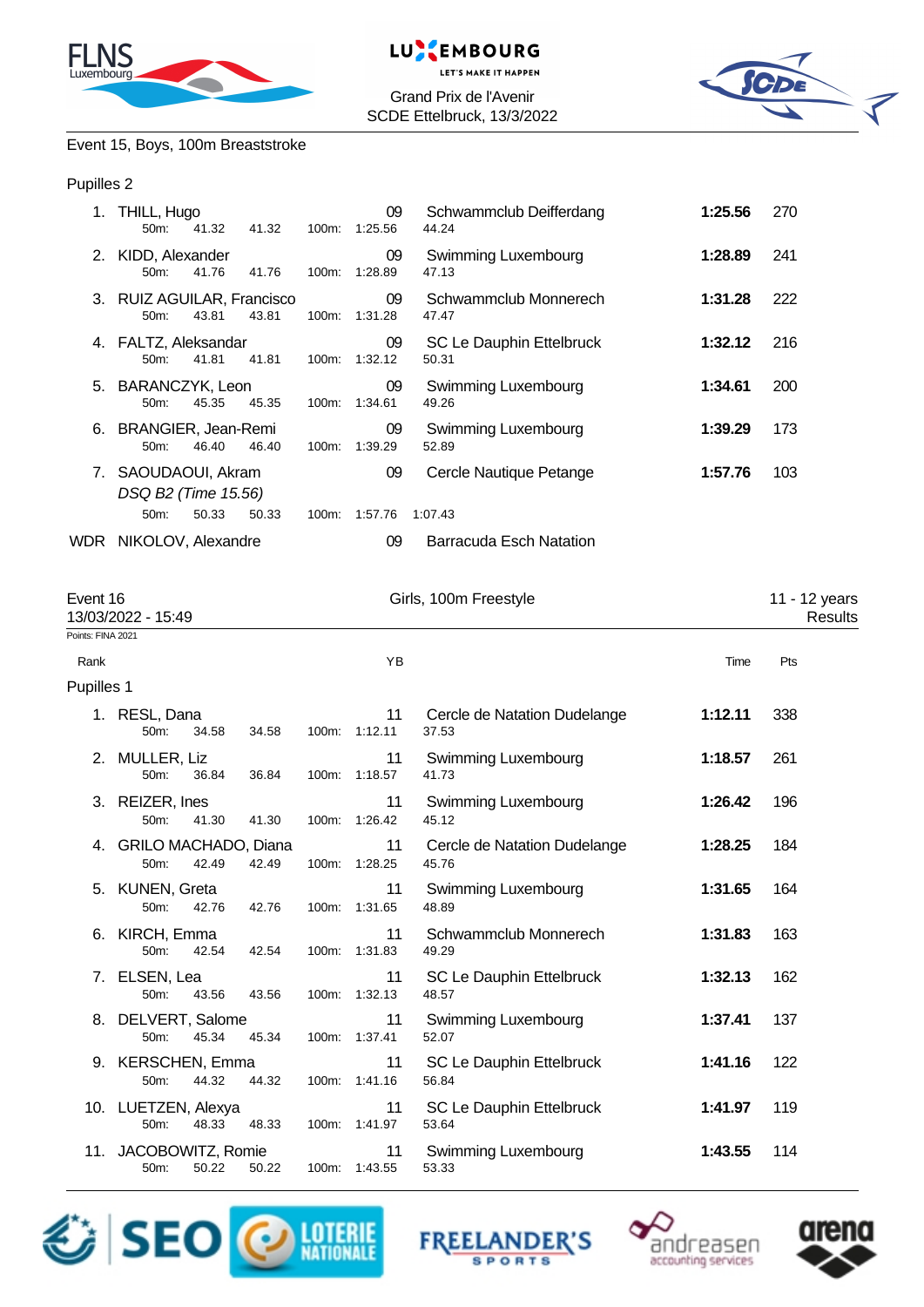Grand Prix de l'Avenir
SCDE Ettelbruck, 13/3/2022

Event 15, Boys, 100m Breaststroke

Pupilles 2

| Rank | Name | | | | YB | Club | Time | Pts |
|---|---|---|---|---|---|---|---|---|
| 1. | THILL, Hugo | | | | 09 | Schwammclub Deifferdang | **1:25.56** | 270 |
| | 50m: | 41.32 | 41.32 | 100m: | 1:25.56 | 44.24 | | |
| 2. | KIDD, Alexander | | | | 09 | Swimming Luxembourg | **1:28.89** | 241 |
| | 50m: | 41.76 | 41.76 | 100m: | 1:28.89 | 47.13 | | |
| 3. | RUIZ AGUILAR, Francisco | | | | 09 | Schwammclub Monnerech | **1:31.28** | 222 |
| | 50m: | 43.81 | 43.81 | 100m: | 1:31.28 | 47.47 | | |
| 4. | FALTZ, Aleksandar | | | | 09 | SC Le Dauphin Ettelbruck | **1:32.12** | 216 |
| | 50m: | 41.81 | 41.81 | 100m: | 1:32.12 | 50.31 | | |
| 5. | BARANCZYK, Leon | | | | 09 | Swimming Luxembourg | **1:34.61** | 200 |
| | 50m: | 45.35 | 45.35 | 100m: | 1:34.61 | 49.26 | | |
| 6. | BRANGIER, Jean-Remi | | | | 09 | Swimming Luxembourg | **1:39.29** | 173 |
| | 50m: | 46.40 | 46.40 | 100m: | 1:39.29 | 52.89 | | |
| 7. | SAOUDAOUI, Akram | | | | 09 | Cercle Nautique Petange | **1:57.76** | 103 |
| | *DSQ B2 (Time 15.56)* | | | | | | | |
| | 50m: | 50.33 | 50.33 | 100m: | 1:57.76 | 1:07.43 | | |
| WDR | NIKOLOV, Alexandre | | | | 09 | Barracuda Esch Natation | | |

Event 16 — Girls, 100m Freestyle — 11 - 12 years
13/03/2022 - 15:49 — Results

Points: FINA 2021

Pupilles 1

| Rank | Name | | | | YB | Club | Time | Pts |
|---|---|---|---|---|---|---|---|---|
| 1. | RESL, Dana | | | | 11 | Cercle de Natation Dudelange | **1:12.11** | 338 |
| | 50m: | 34.58 | 34.58 | 100m: | 1:12.11 | 37.53 | | |
| 2. | MULLER, Liz | | | | 11 | Swimming Luxembourg | **1:18.57** | 261 |
| | 50m: | 36.84 | 36.84 | 100m: | 1:18.57 | 41.73 | | |
| 3. | REIZER, Ines | | | | 11 | Swimming Luxembourg | **1:26.42** | 196 |
| | 50m: | 41.30 | 41.30 | 100m: | 1:26.42 | 45.12 | | |
| 4. | GRILO MACHADO, Diana | | | | 11 | Cercle de Natation Dudelange | **1:28.25** | 184 |
| | 50m: | 42.49 | 42.49 | 100m: | 1:28.25 | 45.76 | | |
| 5. | KUNEN, Greta | | | | 11 | Swimming Luxembourg | **1:31.65** | 164 |
| | 50m: | 42.76 | 42.76 | 100m: | 1:31.65 | 48.89 | | |
| 6. | KIRCH, Emma | | | | 11 | Schwammclub Monnerech | **1:31.83** | 163 |
| | 50m: | 42.54 | 42.54 | 100m: | 1:31.83 | 49.29 | | |
| 7. | ELSEN, Lea | | | | 11 | SC Le Dauphin Ettelbruck | **1:32.13** | 162 |
| | 50m: | 43.56 | 43.56 | 100m: | 1:32.13 | 48.57 | | |
| 8. | DELVERT, Salome | | | | 11 | Swimming Luxembourg | **1:37.41** | 137 |
| | 50m: | 45.34 | 45.34 | 100m: | 1:37.41 | 52.07 | | |
| 9. | KERSCHEN, Emma | | | | 11 | SC Le Dauphin Ettelbruck | **1:41.16** | 122 |
| | 50m: | 44.32 | 44.32 | 100m: | 1:41.16 | 56.84 | | |
| 10. | LUETZEN, Alexya | | | | 11 | SC Le Dauphin Ettelbruck | **1:41.97** | 119 |
| | 50m: | 48.33 | 48.33 | 100m: | 1:41.97 | 53.64 | | |
| 11. | JACOBOWITZ, Romie | | | | 11 | Swimming Luxembourg | **1:43.55** | 114 |
| | 50m: | 50.22 | 50.22 | 100m: | 1:43.55 | 53.33 | | |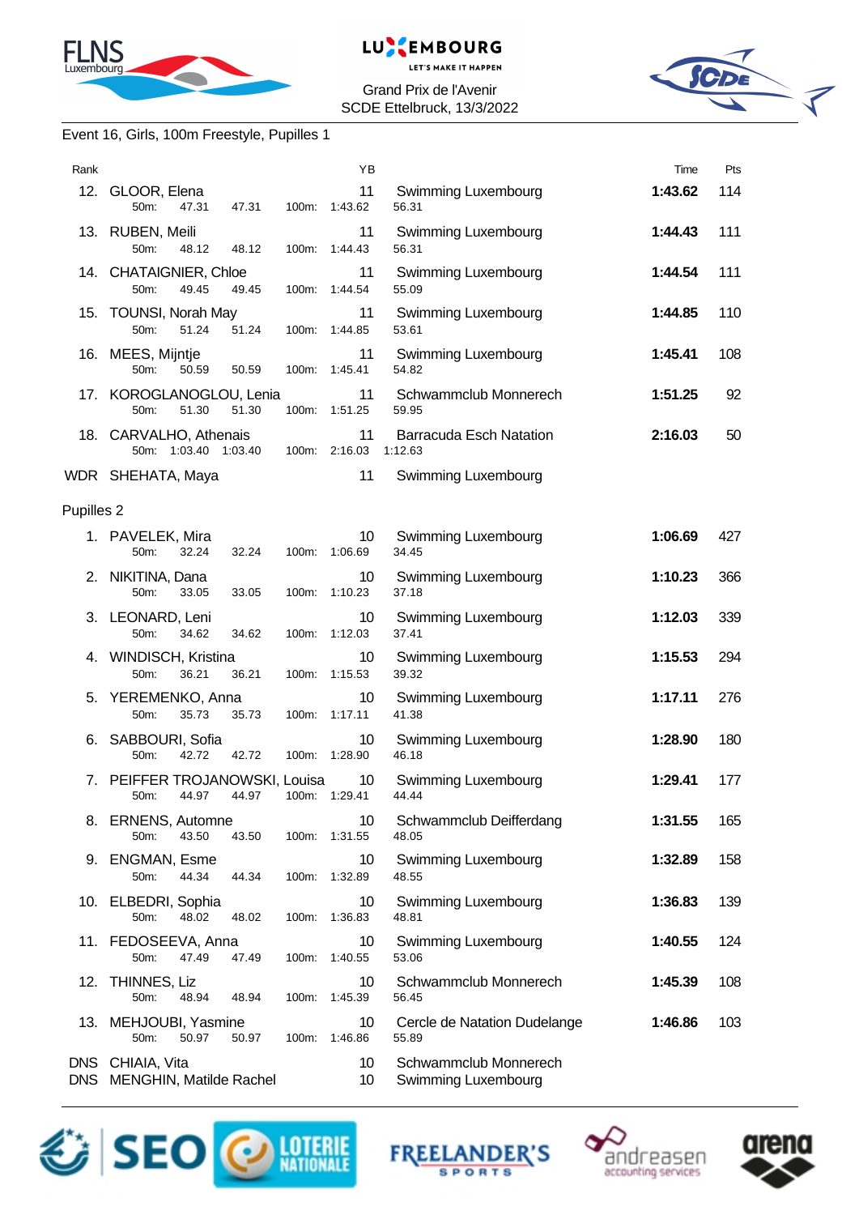Grand Prix de l'Avenir
SCDE Ettelbruck, 13/3/2022

Event 16, Girls, 100m Freestyle, Pupilles 1

| Rank | Name | YB | Club | Time | Pts |
|---|---|---|---|---|---|
| 12. | GLOOR, Elena | 11 | Swimming Luxembourg | 1:43.62 | 114 |
| | 50m: 47.31 47.31 100m: 1:43.62 56.31 | | | | |
| 13. | RUBEN, Meili | 11 | Swimming Luxembourg | 1:44.43 | 111 |
| | 50m: 48.12 48.12 100m: 1:44.43 56.31 | | | | |
| 14. | CHATAIGNIER, Chloe | 11 | Swimming Luxembourg | 1:44.54 | 111 |
| | 50m: 49.45 49.45 100m: 1:44.54 55.09 | | | | |
| 15. | TOUNSI, Norah May | 11 | Swimming Luxembourg | 1:44.85 | 110 |
| | 50m: 51.24 51.24 100m: 1:44.85 53.61 | | | | |
| 16. | MEES, Mijntje | 11 | Swimming Luxembourg | 1:45.41 | 108 |
| | 50m: 50.59 50.59 100m: 1:45.41 54.82 | | | | |
| 17. | KOROGLANOGLOU, Lenia | 11 | Schwammclub Monnerech | 1:51.25 | 92 |
| | 50m: 51.30 51.30 100m: 1:51.25 59.95 | | | | |
| 18. | CARVALHO, Athenais | 11 | Barracuda Esch Natation | 2:16.03 | 50 |
| | 50m: 1:03.40 1:03.40 100m: 2:16.03 1:12.63 | | | | |
| WDR | SHEHATA, Maya | 11 | Swimming Luxembourg | | |

Pupilles 2

| Rank | Name | YB | Club | Time | Pts |
|---|---|---|---|---|---|
| 1. | PAVELEK, Mira | 10 | Swimming Luxembourg | 1:06.69 | 427 |
| | 50m: 32.24 32.24 100m: 1:06.69 34.45 | | | | |
| 2. | NIKITINA, Dana | 10 | Swimming Luxembourg | 1:10.23 | 366 |
| | 50m: 33.05 33.05 100m: 1:10.23 37.18 | | | | |
| 3. | LEONARD, Leni | 10 | Swimming Luxembourg | 1:12.03 | 339 |
| | 50m: 34.62 34.62 100m: 1:12.03 37.41 | | | | |
| 4. | WINDISCH, Kristina | 10 | Swimming Luxembourg | 1:15.53 | 294 |
| | 50m: 36.21 36.21 100m: 1:15.53 39.32 | | | | |
| 5. | YEREMENKO, Anna | 10 | Swimming Luxembourg | 1:17.11 | 276 |
| | 50m: 35.73 35.73 100m: 1:17.11 41.38 | | | | |
| 6. | SABBOURI, Sofia | 10 | Swimming Luxembourg | 1:28.90 | 180 |
| | 50m: 42.72 42.72 100m: 1:28.90 46.18 | | | | |
| 7. | PEIFFER TROJANOWSKI, Louisa | 10 | Swimming Luxembourg | 1:29.41 | 177 |
| | 50m: 44.97 44.97 100m: 1:29.41 44.44 | | | | |
| 8. | ERNENS, Automne | 10 | Schwammclub Deifferdang | 1:31.55 | 165 |
| | 50m: 43.50 43.50 100m: 1:31.55 48.05 | | | | |
| 9. | ENGMAN, Esme | 10 | Swimming Luxembourg | 1:32.89 | 158 |
| | 50m: 44.34 44.34 100m: 1:32.89 48.55 | | | | |
| 10. | ELBEDRI, Sophia | 10 | Swimming Luxembourg | 1:36.83 | 139 |
| | 50m: 48.02 48.02 100m: 1:36.83 48.81 | | | | |
| 11. | FEDOSEEVA, Anna | 10 | Swimming Luxembourg | 1:40.55 | 124 |
| | 50m: 47.49 47.49 100m: 1:40.55 53.06 | | | | |
| 12. | THINNES, Liz | 10 | Schwammclub Monnerech | 1:45.39 | 108 |
| | 50m: 48.94 48.94 100m: 1:45.39 56.45 | | | | |
| 13. | MEHJOUBI, Yasmine | 10 | Cercle de Natation Dudelange | 1:46.86 | 103 |
| | 50m: 50.97 50.97 100m: 1:46.86 55.89 | | | | |
| DNS | CHIAIA, Vita | 10 | Schwammclub Monnerech | | |
| DNS | MENGHIN, Matilde Rachel | 10 | Swimming Luxembourg | | |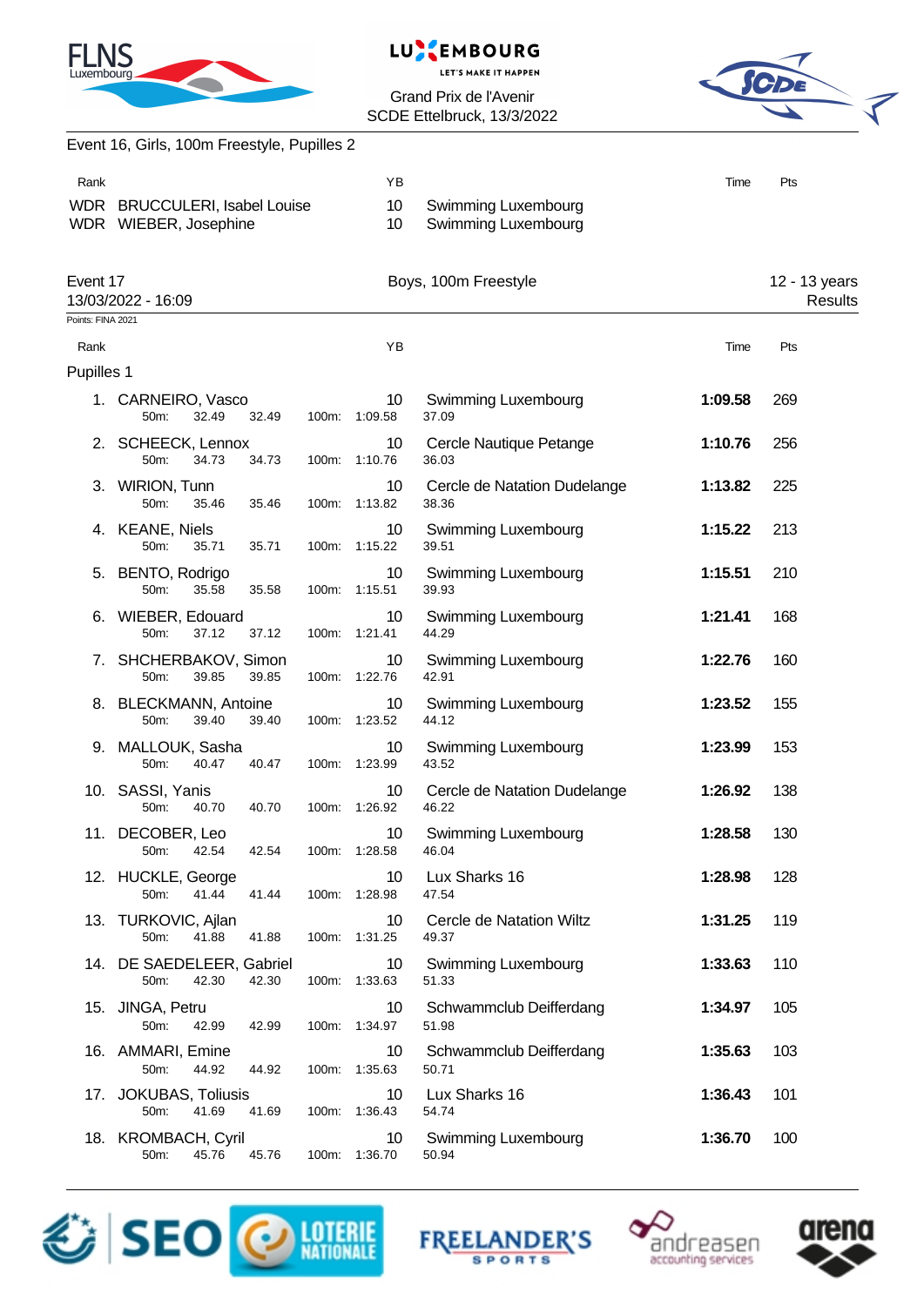Grand Prix de l'Avenir
SCDE Ettelbruck, 13/3/2022

Event 16, Girls, 100m Freestyle, Pupilles 2

| Rank | | YB | | Time | Pts |
|---|---|---|---|---|---|
| WDR | BRUCCULERI, Isabel Louise | 10 | Swimming Luxembourg | | |
| WDR | WIEBER, Josephine | 10 | Swimming Luxembourg | | |

## Event 17 — Boys, 100m Freestyle — 12 - 13 years

13/03/2022 - 16:09 — Results

Points: FINA 2021

### Pupilles 1

| Rank | Name | YB | Club | 50m | 100m | Time | Pts |
|---|---|---|---|---|---|---|---|
| 1. | CARNEIRO, Vasco | 10 | Swimming Luxembourg | 32.49 (32.49) | 1:09.58 (37.09) | **1:09.58** | 269 |
| 2. | SCHEECK, Lennox | 10 | Cercle Nautique Petange | 34.73 (34.73) | 1:10.76 (36.03) | **1:10.76** | 256 |
| 3. | WIRION, Tunn | 10 | Cercle de Natation Dudelange | 35.46 (35.46) | 1:13.82 (38.36) | **1:13.82** | 225 |
| 4. | KEANE, Niels | 10 | Swimming Luxembourg | 35.71 (35.71) | 1:15.22 (39.51) | **1:15.22** | 213 |
| 5. | BENTO, Rodrigo | 10 | Swimming Luxembourg | 35.58 (35.58) | 1:15.51 (39.93) | **1:15.51** | 210 |
| 6. | WIEBER, Edouard | 10 | Swimming Luxembourg | 37.12 (37.12) | 1:21.41 (44.29) | **1:21.41** | 168 |
| 7. | SHCHERBAKOV, Simon | 10 | Swimming Luxembourg | 39.85 (39.85) | 1:22.76 (42.91) | **1:22.76** | 160 |
| 8. | BLECKMANN, Antoine | 10 | Swimming Luxembourg | 39.40 (39.40) | 1:23.52 (44.12) | **1:23.52** | 155 |
| 9. | MALLOUK, Sasha | 10 | Swimming Luxembourg | 40.47 (40.47) | 1:23.99 (43.52) | **1:23.99** | 153 |
| 10. | SASSI, Yanis | 10 | Cercle de Natation Dudelange | 40.70 (40.70) | 1:26.92 (46.22) | **1:26.92** | 138 |
| 11. | DECOBER, Leo | 10 | Swimming Luxembourg | 42.54 (42.54) | 1:28.58 (46.04) | **1:28.58** | 130 |
| 12. | HUCKLE, George | 10 | Lux Sharks 16 | 41.44 (41.44) | 1:28.98 (47.54) | **1:28.98** | 128 |
| 13. | TURKOVIC, Ajlan | 10 | Cercle de Natation Wiltz | 41.88 (41.88) | 1:31.25 (49.37) | **1:31.25** | 119 |
| 14. | DE SAEDELEER, Gabriel | 10 | Swimming Luxembourg | 42.30 (42.30) | 1:33.63 (51.33) | **1:33.63** | 110 |
| 15. | JINGA, Petru | 10 | Schwammclub Deifferdang | 42.99 (42.99) | 1:34.97 (51.98) | **1:34.97** | 105 |
| 16. | AMMARI, Emine | 10 | Schwammclub Deifferdang | 44.92 (44.92) | 1:35.63 (50.71) | **1:35.63** | 103 |
| 17. | JOKUBAS, Toliusis | 10 | Lux Sharks 16 | 41.69 (41.69) | 1:36.43 (54.74) | **1:36.43** | 101 |
| 18. | KROMBACH, Cyril | 10 | Swimming Luxembourg | 45.76 (45.76) | 1:36.70 (50.94) | **1:36.70** | 100 |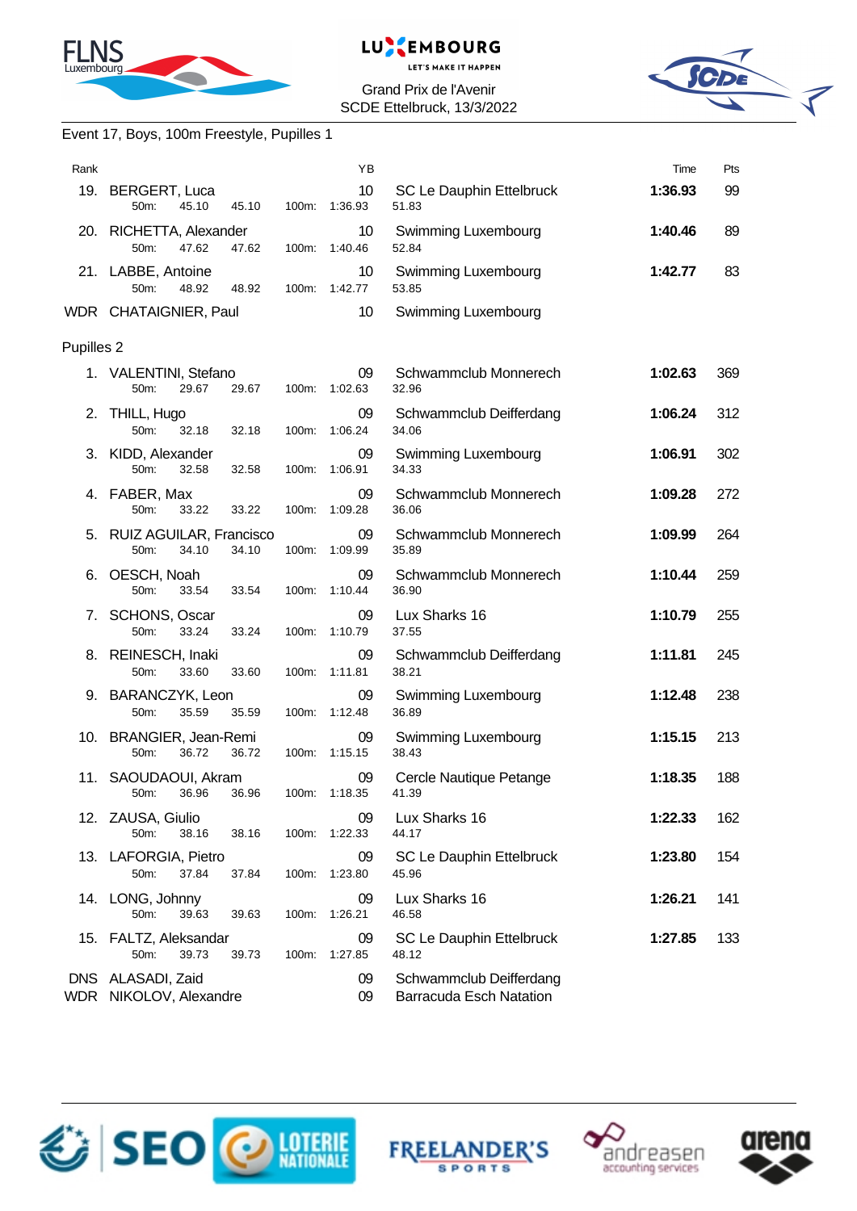Grand Prix de l'Avenir
SCDE Ettelbruck, 13/3/2022

## Event 17, Boys, 100m Freestyle, Pupilles 1

| Rank | Name | YB | Club | Time | Pts |
|---|---|---|---|---|---|
| 19. | BERGERT, Luca<br>50m: 45.10 45.10 100m: 1:36.93 | 10 | SC Le Dauphin Ettelbruck<br>51.83 | 1:36.93 | 99 |
| 20. | RICHETTA, Alexander<br>50m: 47.62 47.62 100m: 1:40.46 | 10 | Swimming Luxembourg<br>52.84 | 1:40.46 | 89 |
| 21. | LABBE, Antoine<br>50m: 48.92 48.92 100m: 1:42.77 | 10 | Swimming Luxembourg<br>53.85 | 1:42.77 | 83 |
| WDR | CHATAIGNIER, Paul | 10 | Swimming Luxembourg | | |

### Pupilles 2

| Rank | Name | YB | Club | Time | Pts |
|---|---|---|---|---|---|
| 1. | VALENTINI, Stefano<br>50m: 29.67 29.67 100m: 1:02.63 | 09 | Schwammclub Monnerech<br>32.96 | 1:02.63 | 369 |
| 2. | THILL, Hugo<br>50m: 32.18 32.18 100m: 1:06.24 | 09 | Schwammclub Deifferdang<br>34.06 | 1:06.24 | 312 |
| 3. | KIDD, Alexander<br>50m: 32.58 32.58 100m: 1:06.91 | 09 | Swimming Luxembourg<br>34.33 | 1:06.91 | 302 |
| 4. | FABER, Max<br>50m: 33.22 33.22 100m: 1:09.28 | 09 | Schwammclub Monnerech<br>36.06 | 1:09.28 | 272 |
| 5. | RUIZ AGUILAR, Francisco<br>50m: 34.10 34.10 100m: 1:09.99 | 09 | Schwammclub Monnerech<br>35.89 | 1:09.99 | 264 |
| 6. | OESCH, Noah<br>50m: 33.54 33.54 100m: 1:10.44 | 09 | Schwammclub Monnerech<br>36.90 | 1:10.44 | 259 |
| 7. | SCHONS, Oscar<br>50m: 33.24 33.24 100m: 1:10.79 | 09 | Lux Sharks 16<br>37.55 | 1:10.79 | 255 |
| 8. | REINESCH, Inaki<br>50m: 33.60 33.60 100m: 1:11.81 | 09 | Schwammclub Deifferdang<br>38.21 | 1:11.81 | 245 |
| 9. | BARANCZYK, Leon<br>50m: 35.59 35.59 100m: 1:12.48 | 09 | Swimming Luxembourg<br>36.89 | 1:12.48 | 238 |
| 10. | BRANGIER, Jean-Remi<br>50m: 36.72 36.72 100m: 1:15.15 | 09 | Swimming Luxembourg<br>38.43 | 1:15.15 | 213 |
| 11. | SAOUDAOUI, Akram<br>50m: 36.96 36.96 100m: 1:18.35 | 09 | Cercle Nautique Petange<br>41.39 | 1:18.35 | 188 |
| 12. | ZAUSA, Giulio<br>50m: 38.16 38.16 100m: 1:22.33 | 09 | Lux Sharks 16<br>44.17 | 1:22.33 | 162 |
| 13. | LAFORGIA, Pietro<br>50m: 37.84 37.84 100m: 1:23.80 | 09 | SC Le Dauphin Ettelbruck<br>45.96 | 1:23.80 | 154 |
| 14. | LONG, Johnny<br>50m: 39.63 39.63 100m: 1:26.21 | 09 | Lux Sharks 16<br>46.58 | 1:26.21 | 141 |
| 15. | FALTZ, Aleksandar<br>50m: 39.73 39.73 100m: 1:27.85 | 09 | SC Le Dauphin Ettelbruck<br>48.12 | 1:27.85 | 133 |
| DNS | ALASADI, Zaid | 09 | Schwammclub Deifferdang | | |
| WDR | NIKOLOV, Alexandre | 09 | Barracuda Esch Natation | | |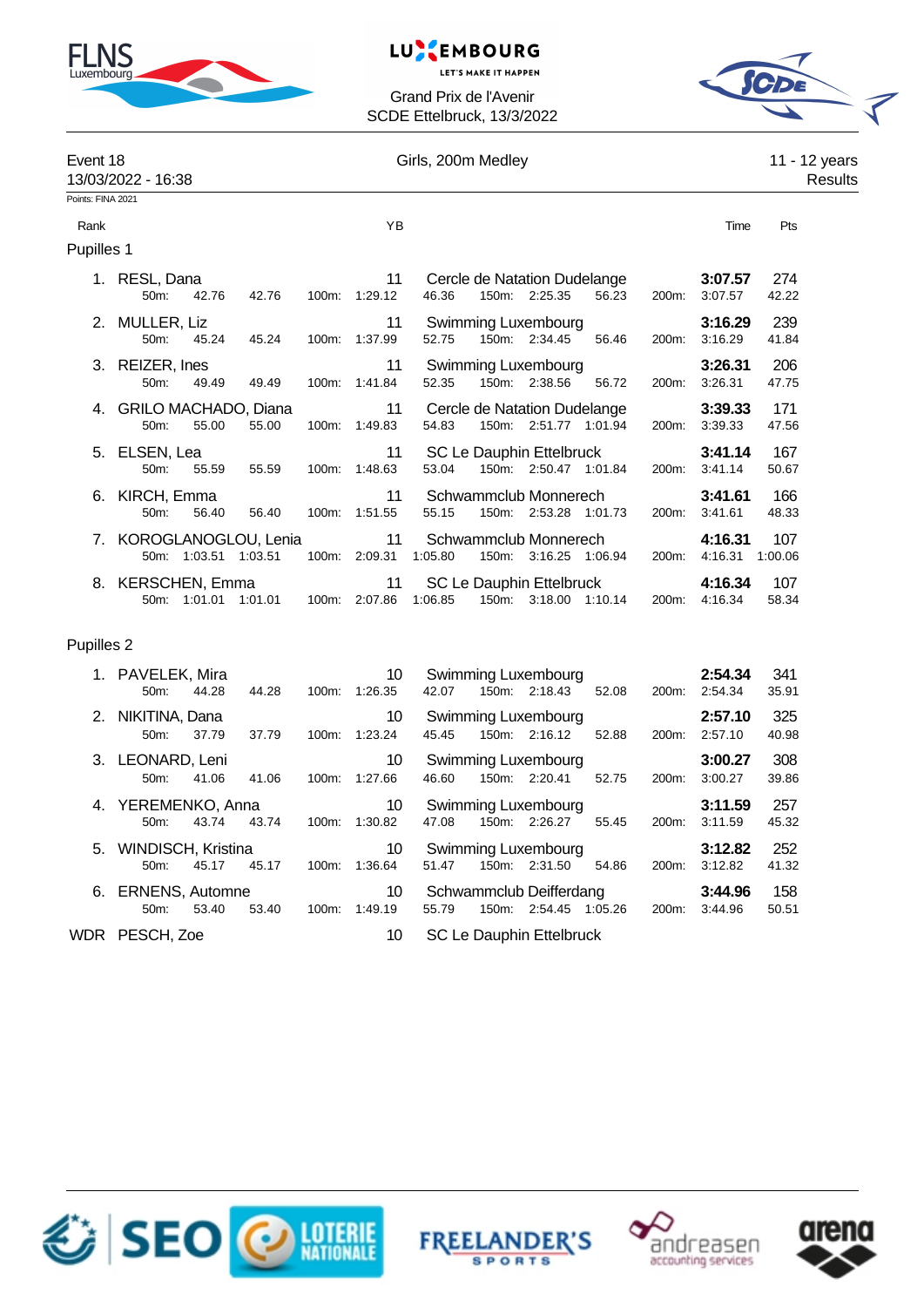Grand Prix de l'Avenir
SCDE Ettelbruck, 13/3/2022

Event 18 — Girls, 200m Medley — 11 - 12 years
13/03/2022 - 16:38 — Results

Points: FINA 2021

| Rank | Name | YB | Club | Time | Pts |
|---|---|---|---|---|---|
| **Pupilles 1** | | | | | |
| 1. | RESL, Dana | 11 | Cercle de Natation Dudelange | **3:07.57** | 274 |
| | 50m: 42.76 42.76 100m: 1:29.12 46.36 150m: 2:25.35 56.23 200m: 3:07.57 42.22 | | | | |
| 2. | MULLER, Liz | 11 | Swimming Luxembourg | **3:16.29** | 239 |
| | 50m: 45.24 45.24 100m: 1:37.99 52.75 150m: 2:34.45 56.46 200m: 3:16.29 41.84 | | | | |
| 3. | REIZER, Ines | 11 | Swimming Luxembourg | **3:26.31** | 206 |
| | 50m: 49.49 49.49 100m: 1:41.84 52.35 150m: 2:38.56 56.72 200m: 3:26.31 47.75 | | | | |
| 4. | GRILO MACHADO, Diana | 11 | Cercle de Natation Dudelange | **3:39.33** | 171 |
| | 50m: 55.00 55.00 100m: 1:49.83 54.83 150m: 2:51.77 1:01.94 200m: 3:39.33 47.56 | | | | |
| 5. | ELSEN, Lea | 11 | SC Le Dauphin Ettelbruck | **3:41.14** | 167 |
| | 50m: 55.59 55.59 100m: 1:48.63 53.04 150m: 2:50.47 1:01.84 200m: 3:41.14 50.67 | | | | |
| 6. | KIRCH, Emma | 11 | Schwammclub Monnerech | **3:41.61** | 166 |
| | 50m: 56.40 56.40 100m: 1:51.55 55.15 150m: 2:53.28 1:01.73 200m: 3:41.61 48.33 | | | | |
| 7. | KOROGLANOGLOU, Lenia | 11 | Schwammclub Monnerech | **4:16.31** | 107 |
| | 50m: 1:03.51 1:03.51 100m: 2:09.31 1:05.80 150m: 3:16.25 1:06.94 200m: 4:16.31 1:00.06 | | | | |
| 8. | KERSCHEN, Emma | 11 | SC Le Dauphin Ettelbruck | **4:16.34** | 107 |
| | 50m: 1:01.01 1:01.01 100m: 2:07.86 1:06.85 150m: 3:18.00 1:10.14 200m: 4:16.34 58.34 | | | | |
| **Pupilles 2** | | | | | |
| 1. | PAVELEK, Mira | 10 | Swimming Luxembourg | **2:54.34** | 341 |
| | 50m: 44.28 44.28 100m: 1:26.35 42.07 150m: 2:18.43 52.08 200m: 2:54.34 35.91 | | | | |
| 2. | NIKITINA, Dana | 10 | Swimming Luxembourg | **2:57.10** | 325 |
| | 50m: 37.79 37.79 100m: 1:23.24 45.45 150m: 2:16.12 52.88 200m: 2:57.10 40.98 | | | | |
| 3. | LEONARD, Leni | 10 | Swimming Luxembourg | **3:00.27** | 308 |
| | 50m: 41.06 41.06 100m: 1:27.66 46.60 150m: 2:20.41 52.75 200m: 3:00.27 39.86 | | | | |
| 4. | YEREMENKO, Anna | 10 | Swimming Luxembourg | **3:11.59** | 257 |
| | 50m: 43.74 43.74 100m: 1:30.82 47.08 150m: 2:26.27 55.45 200m: 3:11.59 45.32 | | | | |
| 5. | WINDISCH, Kristina | 10 | Swimming Luxembourg | **3:12.82** | 252 |
| | 50m: 45.17 45.17 100m: 1:36.64 51.47 150m: 2:31.50 54.86 200m: 3:12.82 41.32 | | | | |
| 6. | ERNENS, Automne | 10 | Schwammclub Deifferdang | **3:44.96** | 158 |
| | 50m: 53.40 53.40 100m: 1:49.19 55.79 150m: 2:54.45 1:05.26 200m: 3:44.96 50.51 | | | | |
| WDR | PESCH, Zoe | 10 | SC Le Dauphin Ettelbruck | | |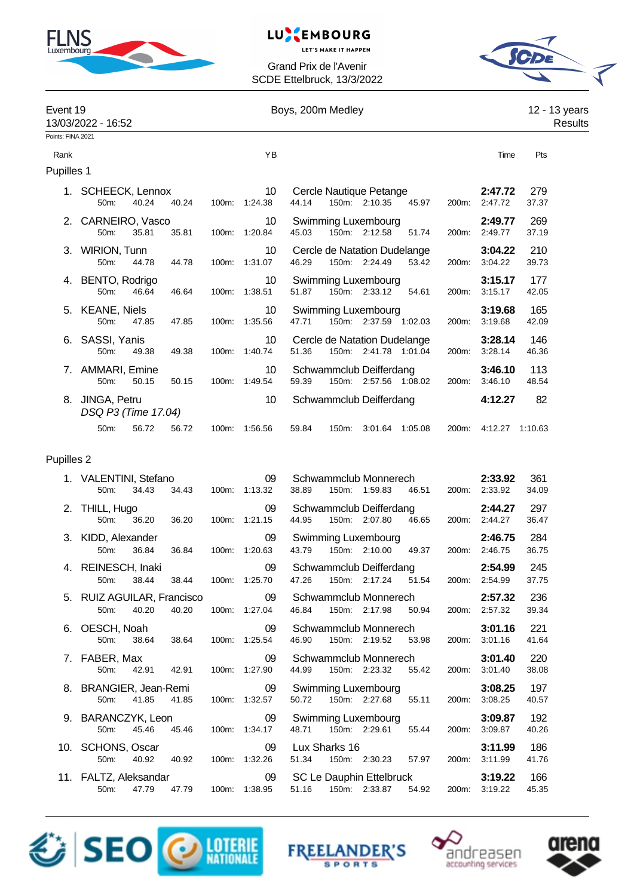Grand Prix de l'Avenir
SCDE Ettelbruck, 13/3/2022

Event 19 — Boys, 200m Medley — 12 - 13 years
13/03/2022 - 16:52 — Results

Points: FINA 2021

## Pupilles 1

| Rank | Name | YB | Club | Time | Pts |
|---|---|---|---|---|---|
| 1. | SCHEECK, Lennox | 10 | Cercle Nautique Petange | **2:47.72** | 279 |
| | 50m: 40.24 40.24 | 100m: 1:24.38 | 44.14 150m: 2:10.35 45.97 | 200m: 2:47.72 | 37.37 |
| 2. | CARNEIRO, Vasco | 10 | Swimming Luxembourg | **2:49.77** | 269 |
| | 50m: 35.81 35.81 | 100m: 1:20.84 | 45.03 150m: 2:12.58 51.74 | 200m: 2:49.77 | 37.19 |
| 3. | WIRION, Tunn | 10 | Cercle de Natation Dudelange | **3:04.22** | 210 |
| | 50m: 44.78 44.78 | 100m: 1:31.07 | 46.29 150m: 2:24.49 53.42 | 200m: 3:04.22 | 39.73 |
| 4. | BENTO, Rodrigo | 10 | Swimming Luxembourg | **3:15.17** | 177 |
| | 50m: 46.64 46.64 | 100m: 1:38.51 | 51.87 150m: 2:33.12 54.61 | 200m: 3:15.17 | 42.05 |
| 5. | KEANE, Niels | 10 | Swimming Luxembourg | **3:19.68** | 165 |
| | 50m: 47.85 47.85 | 100m: 1:35.56 | 47.71 150m: 2:37.59 1:02.03 | 200m: 3:19.68 | 42.09 |
| 6. | SASSI, Yanis | 10 | Cercle de Natation Dudelange | **3:28.14** | 146 |
| | 50m: 49.38 49.38 | 100m: 1:40.74 | 51.36 150m: 2:41.78 1:01.04 | 200m: 3:28.14 | 46.36 |
| 7. | AMMARI, Emine | 10 | Schwammclub Deifferdang | **3:46.10** | 113 |
| | 50m: 50.15 50.15 | 100m: 1:49.54 | 59.39 150m: 2:57.56 1:08.02 | 200m: 3:46.10 | 48.54 |
| 8. | JINGA, Petru *DSQ P3 (Time 17.04)* | 10 | Schwammclub Deifferdang | **4:12.27** | 82 |
| | 50m: 56.72 56.72 | 100m: 1:56.56 | 59.84 150m: 3:01.64 1:05.08 | 200m: 4:12.27 | 1:10.63 |

## Pupilles 2

| Rank | Name | YB | Club | Time | Pts |
|---|---|---|---|---|---|
| 1. | VALENTINI, Stefano | 09 | Schwammclub Monnerech | **2:33.92** | 361 |
| | 50m: 34.43 34.43 | 100m: 1:13.32 | 38.89 150m: 1:59.83 46.51 | 200m: 2:33.92 | 34.09 |
| 2. | THILL, Hugo | 09 | Schwammclub Deifferdang | **2:44.27** | 297 |
| | 50m: 36.20 36.20 | 100m: 1:21.15 | 44.95 150m: 2:07.80 46.65 | 200m: 2:44.27 | 36.47 |
| 3. | KIDD, Alexander | 09 | Swimming Luxembourg | **2:46.75** | 284 |
| | 50m: 36.84 36.84 | 100m: 1:20.63 | 43.79 150m: 2:10.00 49.37 | 200m: 2:46.75 | 36.75 |
| 4. | REINESCH, Inaki | 09 | Schwammclub Deifferdang | **2:54.99** | 245 |
| | 50m: 38.44 38.44 | 100m: 1:25.70 | 47.26 150m: 2:17.24 51.54 | 200m: 2:54.99 | 37.75 |
| 5. | RUIZ AGUILAR, Francisco | 09 | Schwammclub Monnerech | **2:57.32** | 236 |
| | 50m: 40.20 40.20 | 100m: 1:27.04 | 46.84 150m: 2:17.98 50.94 | 200m: 2:57.32 | 39.34 |
| 6. | OESCH, Noah | 09 | Schwammclub Monnerech | **3:01.16** | 221 |
| | 50m: 38.64 38.64 | 100m: 1:25.54 | 46.90 150m: 2:19.52 53.98 | 200m: 3:01.16 | 41.64 |
| 7. | FABER, Max | 09 | Schwammclub Monnerech | **3:01.40** | 220 |
| | 50m: 42.91 42.91 | 100m: 1:27.90 | 44.99 150m: 2:23.32 55.42 | 200m: 3:01.40 | 38.08 |
| 8. | BRANGIER, Jean-Remi | 09 | Swimming Luxembourg | **3:08.25** | 197 |
| | 50m: 41.85 41.85 | 100m: 1:32.57 | 50.72 150m: 2:27.68 55.11 | 200m: 3:08.25 | 40.57 |
| 9. | BARANCZYK, Leon | 09 | Swimming Luxembourg | **3:09.87** | 192 |
| | 50m: 45.46 45.46 | 100m: 1:34.17 | 48.71 150m: 2:29.61 55.44 | 200m: 3:09.87 | 40.26 |
| 10. | SCHONS, Oscar | 09 | Lux Sharks 16 | **3:11.99** | 186 |
| | 50m: 40.92 40.92 | 100m: 1:32.26 | 51.34 150m: 2:30.23 57.97 | 200m: 3:11.99 | 41.76 |
| 11. | FALTZ, Aleksandar | 09 | SC Le Dauphin Ettelbruck | **3:19.22** | 166 |
| | 50m: 47.79 47.79 | 100m: 1:38.95 | 51.16 150m: 2:33.87 54.92 | 200m: 3:19.22 | 45.35 |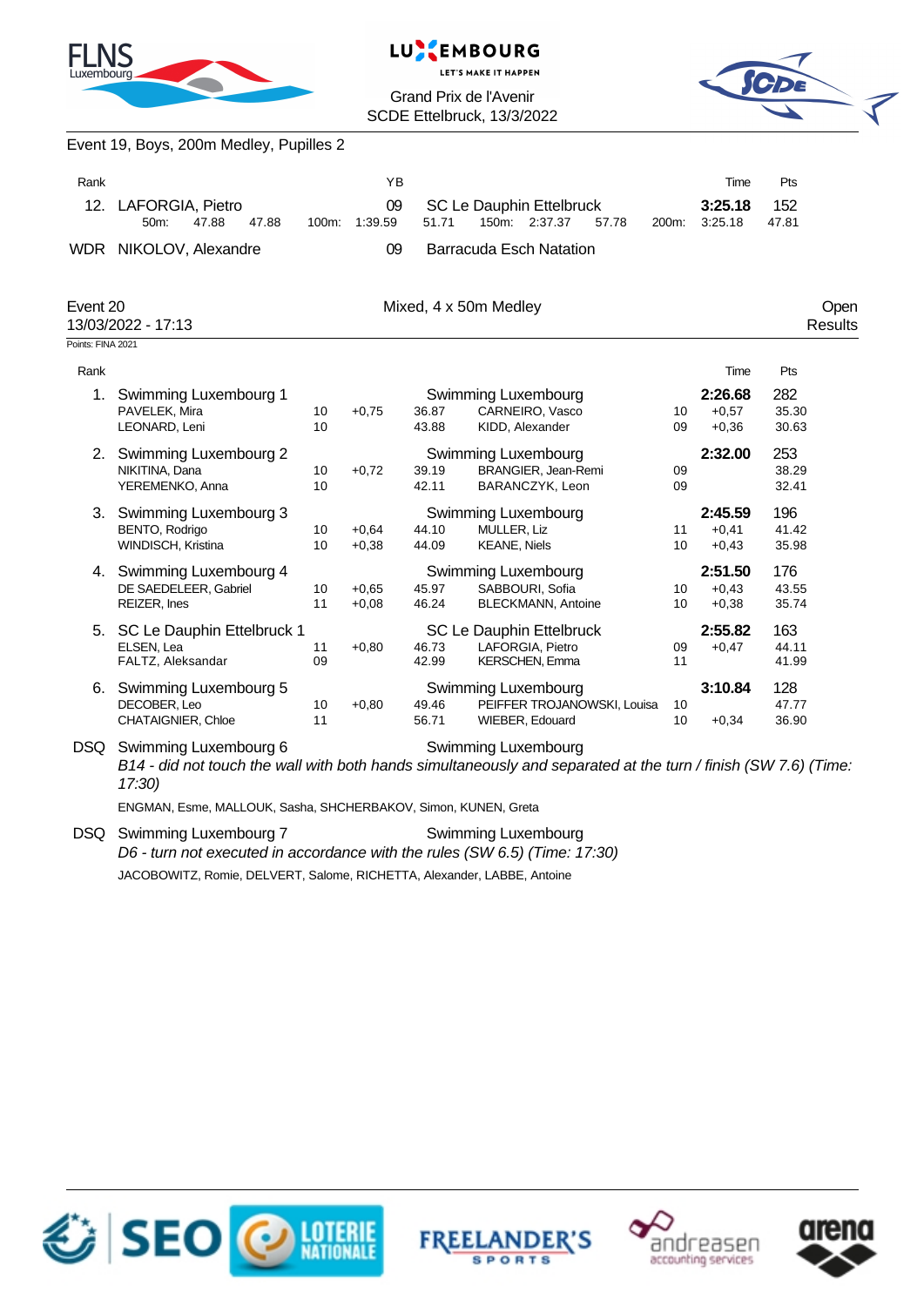Grand Prix de l'Avenir
SCDE Ettelbruck, 13/3/2022

## Event 19, Boys, 200m Medley, Pupilles 2

| Rank | Name | YB | Club | Time | Pts |
|---|---|---|---|---|---|
| 12. | LAFORGIA, Pietro | 09 | SC Le Dauphin Ettelbruck | **3:25.18** | 152 |
| | 50m: 47.88 47.88 | 100m: 1:39.59 51.71 | 150m: 2:37.37 57.78 | 200m: 3:25.18 | 47.81 |
| WDR | NIKOLOV, Alexandre | 09 | Barracuda Esch Natation | | |

## Event 20 — Mixed, 4 x 50m Medley — Open

13/03/2022 - 17:13 — Results

Points: FINA 2021

| Rank | Team / Swimmer | YB | RT | Split | Club / Swimmer | YB | RT | Time | Pts |
|---|---|---|---|---|---|---|---|---|---|
| 1. | Swimming Luxembourg 1 | | | | Swimming Luxembourg | | | **2:26.68** | 282 |
| | PAVELEK, Mira | 10 | +0,75 | 36.87 | CARNEIRO, Vasco | 10 | +0,57 | | 35.30 |
| | LEONARD, Leni | 10 | | 43.88 | KIDD, Alexander | 09 | +0,36 | | 30.63 |
| 2. | Swimming Luxembourg 2 | | | | Swimming Luxembourg | | | **2:32.00** | 253 |
| | NIKITINA, Dana | 10 | +0,72 | 39.19 | BRANGIER, Jean-Remi | 09 | | | 38.29 |
| | YEREMENKO, Anna | 10 | | 42.11 | BARANCZYK, Leon | 09 | | | 32.41 |
| 3. | Swimming Luxembourg 3 | | | | Swimming Luxembourg | | | **2:45.59** | 196 |
| | BENTO, Rodrigo | 10 | +0,64 | 44.10 | MULLER, Liz | 11 | +0,41 | | 41.42 |
| | WINDISCH, Kristina | 10 | +0,38 | 44.09 | KEANE, Niels | 10 | +0,43 | | 35.98 |
| 4. | Swimming Luxembourg 4 | | | | Swimming Luxembourg | | | **2:51.50** | 176 |
| | DE SAEDELEER, Gabriel | 10 | +0,65 | 45.97 | SABBOURI, Sofia | 10 | +0,43 | | 43.55 |
| | REIZER, Ines | 11 | +0,08 | 46.24 | BLECKMANN, Antoine | 10 | +0,38 | | 35.74 |
| 5. | SC Le Dauphin Ettelbruck 1 | | | | SC Le Dauphin Ettelbruck | | | **2:55.82** | 163 |
| | ELSEN, Lea | 11 | +0,80 | 46.73 | LAFORGIA, Pietro | 09 | +0,47 | | 44.11 |
| | FALTZ, Aleksandar | 09 | | 42.99 | KERSCHEN, Emma | 11 | | | 41.99 |
| 6. | Swimming Luxembourg 5 | | | | Swimming Luxembourg | | | **3:10.84** | 128 |
| | DECOBER, Leo | 10 | +0,80 | 49.46 | PEIFFER TROJANOWSKI, Louisa | 10 | | | 47.77 |
| | CHATAIGNIER, Chloe | 11 | | 56.71 | WIEBER, Edouard | 10 | +0,34 | | 36.90 |

DSQ Swimming Luxembourg 6 — Swimming Luxembourg

*B14 - did not touch the wall with both hands simultaneously and separated at the turn / finish (SW 7.6) (Time: 17:30)*

ENGMAN, Esme, MALLOUK, Sasha, SHCHERBAKOV, Simon, KUNEN, Greta

DSQ Swimming Luxembourg 7 — Swimming Luxembourg

*D6 - turn not executed in accordance with the rules (SW 6.5) (Time: 17:30)*

JACOBOWITZ, Romie, DELVERT, Salome, RICHETTA, Alexander, LABBE, Antoine